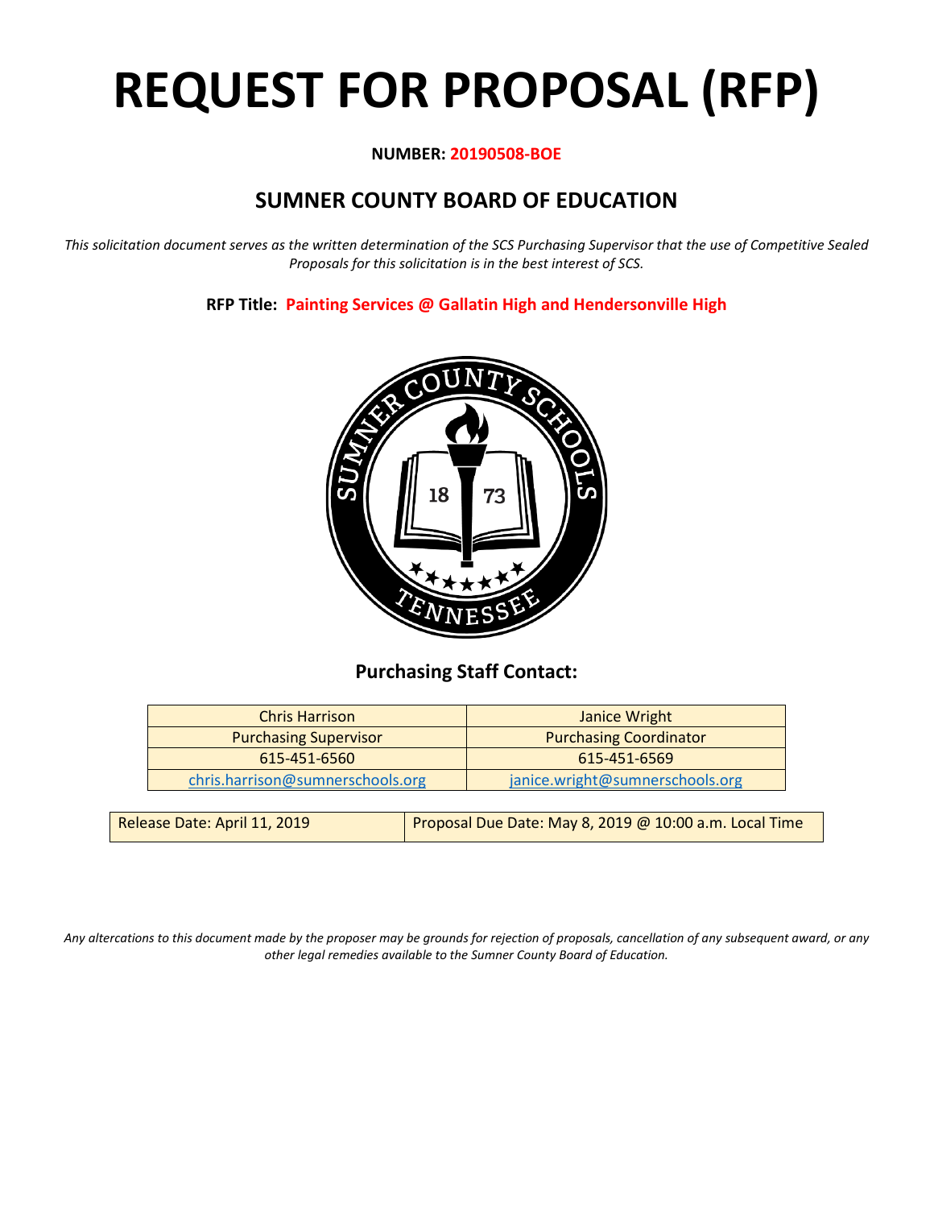# REQUEST FOR PROPOSAL (RFP)

**NUMBER: 20190508-BOE**

## SUMNER COUNTY BOARD OF EDUCATION

*This solicitation document serves as the written determination of the SCS Purchasing Supervisor that the use of Competitive Sealed Proposals for this solicitation is in the best interest of SCS.*

**RFP Title: Painting Services @ Gallatin High and Hendersonville High**

### Purchasing Staff Contact:

| Chris Harrison | Janice Wright |
|---|---|
| Purchasing Supervisor | Purchasing Coordinator |
| 615-451-6560 | 615-451-6569 |
| chris.harrison@sumnerschools.org | janice.wright@sumnerschools.org |

| Release Date: April 11, 2019 | Proposal Due Date: May 8, 2019 @ 10:00 a.m. Local Time |
|---|---|

*Any altercations to this document made by the proposer may be grounds for rejection of proposals, cancellation of any subsequent award, or any other legal remedies available to the Sumner County Board of Education.*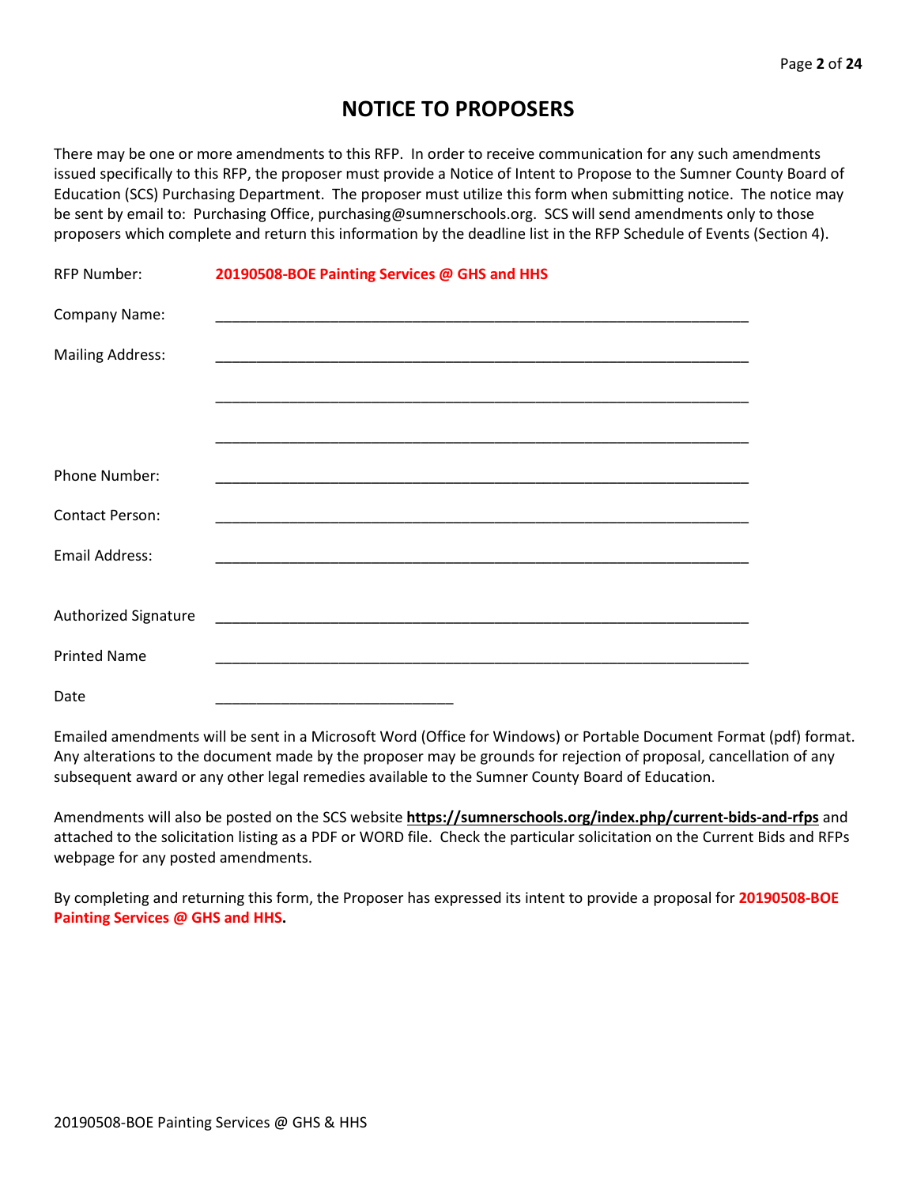# NOTICE TO PROPOSERS

There may be one or more amendments to this RFP. In order to receive communication for any such amendments issued specifically to this RFP, the proposer must provide a Notice of Intent to Propose to the Sumner County Board of Education (SCS) Purchasing Department. The proposer must utilize this form when submitting notice. The notice may be sent by email to: Purchasing Office, purchasing@sumnerschools.org. SCS will send amendments only to those proposers which complete and return this information by the deadline list in the RFP Schedule of Events (Section 4).

RFP Number: **20190508-BOE Painting Services @ GHS and HHS**

Company Name: ____________________________________________________________

Mailing Address: ____________________________________________________________

____________________________________________________________

____________________________________________________________

Phone Number: ____________________________________________________________

Contact Person: ____________________________________________________________

Email Address: ____________________________________________________________

Authorized Signature ____________________________________________________________

Printed Name ____________________________________________________________

Date ____________________________

Emailed amendments will be sent in a Microsoft Word (Office for Windows) or Portable Document Format (pdf) format. Any alterations to the document made by the proposer may be grounds for rejection of proposal, cancellation of any subsequent award or any other legal remedies available to the Sumner County Board of Education.

Amendments will also be posted on the SCS website **https://sumnerschools.org/index.php/current-bids-and-rfps** and attached to the solicitation listing as a PDF or WORD file. Check the particular solicitation on the Current Bids and RFPs webpage for any posted amendments.

By completing and returning this form, the Proposer has expressed its intent to provide a proposal for **20190508-BOE Painting Services @ GHS and HHS.**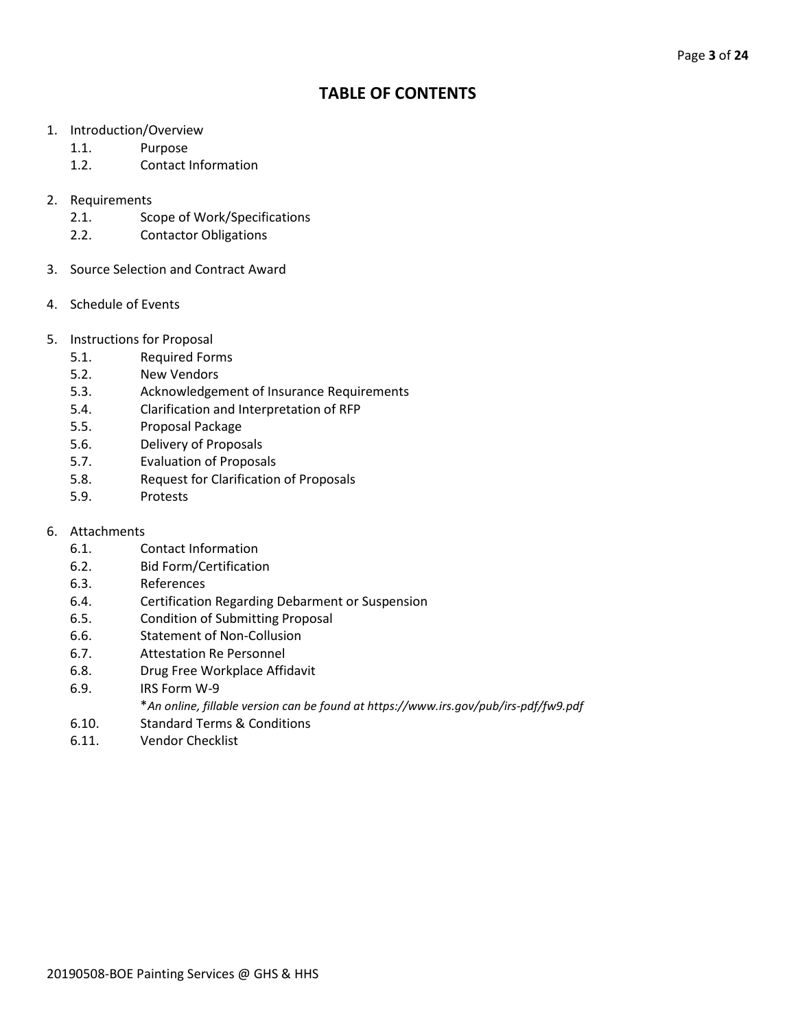# TABLE OF CONTENTS

1. Introduction/Overview
   - 1.1. Purpose
   - 1.2. Contact Information

2. Requirements
   - 2.1. Scope of Work/Specifications
   - 2.2. Contactor Obligations

3. Source Selection and Contract Award

4. Schedule of Events

5. Instructions for Proposal
   - 5.1. Required Forms
   - 5.2. New Vendors
   - 5.3. Acknowledgement of Insurance Requirements
   - 5.4. Clarification and Interpretation of RFP
   - 5.5. Proposal Package
   - 5.6. Delivery of Proposals
   - 5.7. Evaluation of Proposals
   - 5.8. Request for Clarification of Proposals
   - 5.9. Protests

6. Attachments
   - 6.1. Contact Information
   - 6.2. Bid Form/Certification
   - 6.3. References
   - 6.4. Certification Regarding Debarment or Suspension
   - 6.5. Condition of Submitting Proposal
   - 6.6. Statement of Non-Collusion
   - 6.7. Attestation Re Personnel
   - 6.8. Drug Free Workplace Affidavit
   - 6.9. IRS Form W-9
     
     **An online, fillable version can be found at https://www.irs.gov/pub/irs-pdf/fw9.pdf*
   - 6.10. Standard Terms & Conditions
   - 6.11. Vendor Checklist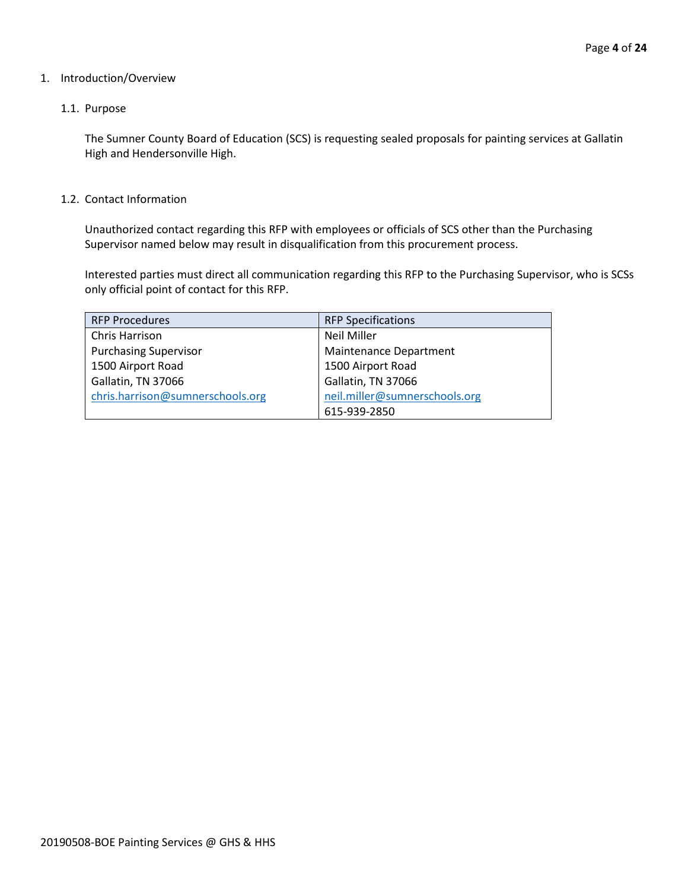# 1. Introduction/Overview

## 1.1. Purpose

The Sumner County Board of Education (SCS) is requesting sealed proposals for painting services at Gallatin High and Hendersonville High.

## 1.2. Contact Information

Unauthorized contact regarding this RFP with employees or officials of SCS other than the Purchasing Supervisor named below may result in disqualification from this procurement process.

Interested parties must direct all communication regarding this RFP to the Purchasing Supervisor, who is SCSs only official point of contact for this RFP.

| RFP Procedures | RFP Specifications |
|---|---|
| Chris Harrison | Neil Miller |
| Purchasing Supervisor | Maintenance Department |
| 1500 Airport Road | 1500 Airport Road |
| Gallatin, TN 37066 | Gallatin, TN 37066 |
| chris.harrison@sumnerschools.org | neil.miller@sumnerschools.org |
| | 615-939-2850 |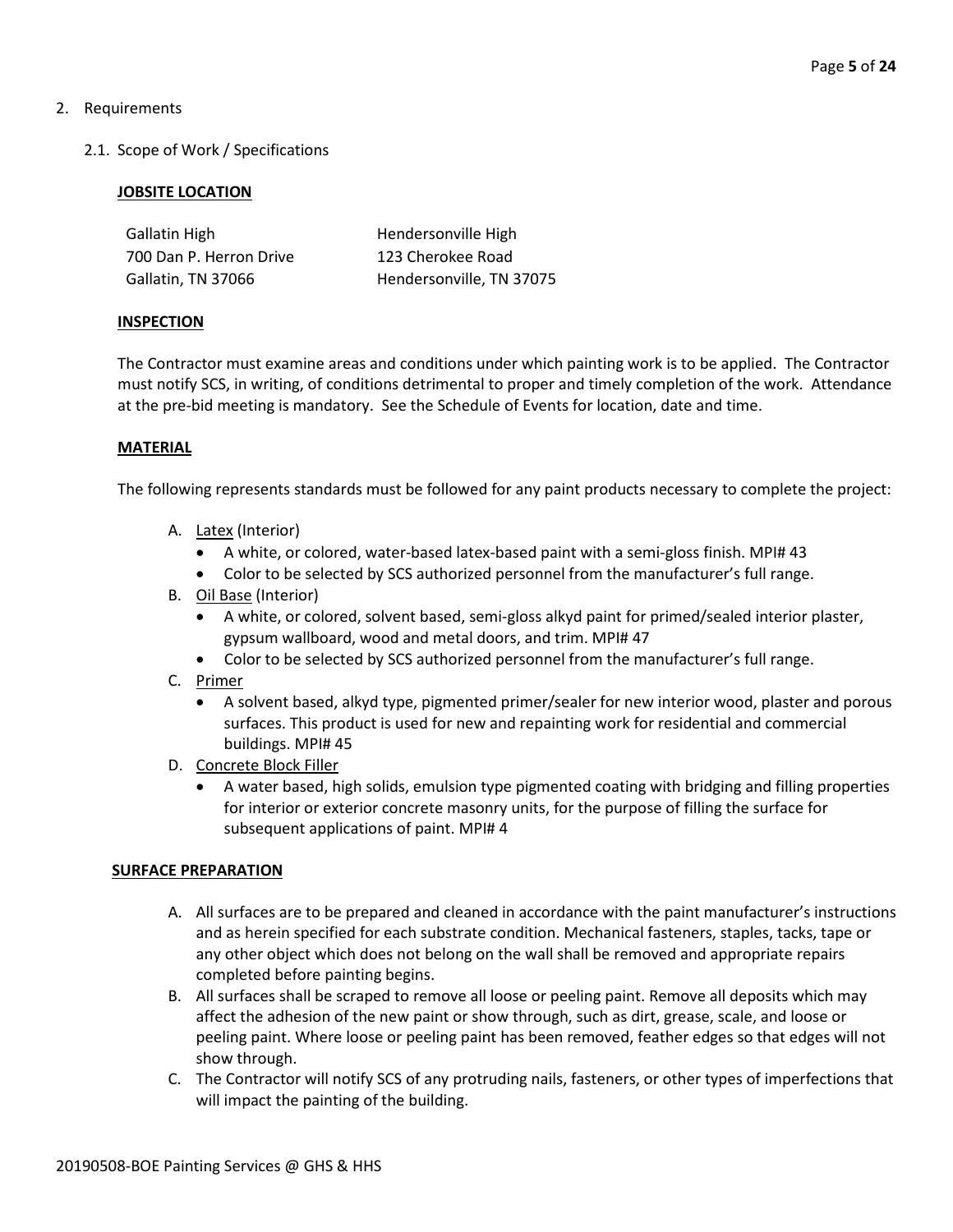2. Requirements

   2.1. Scope of Work / Specifications

**JOBSITE LOCATION**

| Gallatin High | Hendersonville High |
|---|---|
| 700 Dan P. Herron Drive | 123 Cherokee Road |
| Gallatin, TN 37066 | Hendersonville, TN 37075 |

**INSPECTION**

The Contractor must examine areas and conditions under which painting work is to be applied. The Contractor must notify SCS, in writing, of conditions detrimental to proper and timely completion of the work. Attendance at the pre-bid meeting is mandatory. See the Schedule of Events for location, date and time.

**MATERIAL**

The following represents standards must be followed for any paint products necessary to complete the project:

A. Latex (Interior)
   - A white, or colored, water-based latex-based paint with a semi-gloss finish. MPI# 43
   - Color to be selected by SCS authorized personnel from the manufacturer's full range.

B. Oil Base (Interior)
   - A white, or colored, solvent based, semi-gloss alkyd paint for primed/sealed interior plaster, gypsum wallboard, wood and metal doors, and trim. MPI# 47
   - Color to be selected by SCS authorized personnel from the manufacturer's full range.

C. Primer
   - A solvent based, alkyd type, pigmented primer/sealer for new interior wood, plaster and porous surfaces. This product is used for new and repainting work for residential and commercial buildings. MPI# 45

D. Concrete Block Filler
   - A water based, high solids, emulsion type pigmented coating with bridging and filling properties for interior or exterior concrete masonry units, for the purpose of filling the surface for subsequent applications of paint. MPI# 4

**SURFACE PREPARATION**

A. All surfaces are to be prepared and cleaned in accordance with the paint manufacturer's instructions and as herein specified for each substrate condition. Mechanical fasteners, staples, tacks, tape or any other object which does not belong on the wall shall be removed and appropriate repairs completed before painting begins.

B. All surfaces shall be scraped to remove all loose or peeling paint. Remove all deposits which may affect the adhesion of the new paint or show through, such as dirt, grease, scale, and loose or peeling paint. Where loose or peeling paint has been removed, feather edges so that edges will not show through.

C. The Contractor will notify SCS of any protruding nails, fasteners, or other types of imperfections that will impact the painting of the building.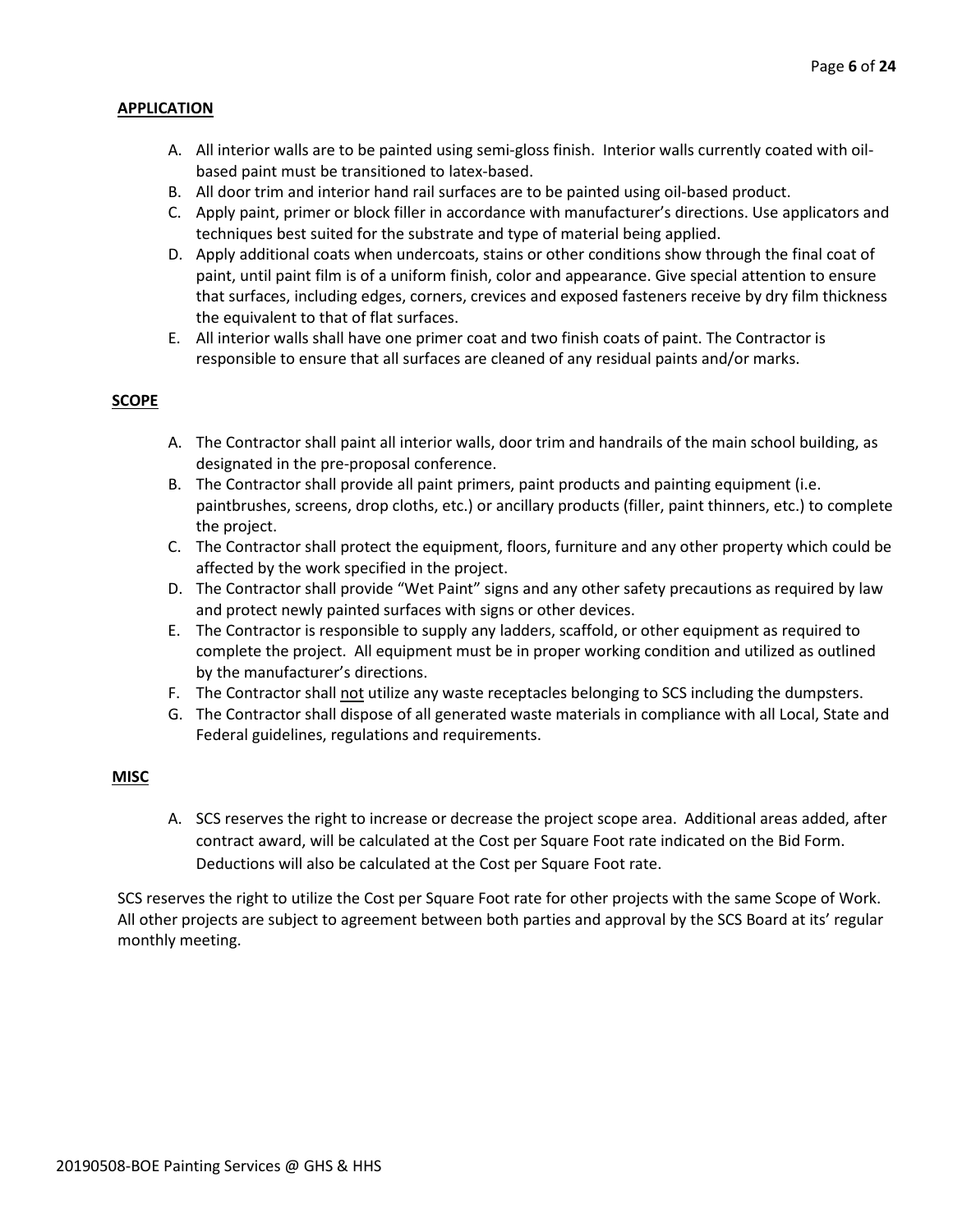## APPLICATION

A. All interior walls are to be painted using semi-gloss finish. Interior walls currently coated with oil-based paint must be transitioned to latex-based.
B. All door trim and interior hand rail surfaces are to be painted using oil-based product.
C. Apply paint, primer or block filler in accordance with manufacturer's directions. Use applicators and techniques best suited for the substrate and type of material being applied.
D. Apply additional coats when undercoats, stains or other conditions show through the final coat of paint, until paint film is of a uniform finish, color and appearance. Give special attention to ensure that surfaces, including edges, corners, crevices and exposed fasteners receive by dry film thickness the equivalent to that of flat surfaces.
E. All interior walls shall have one primer coat and two finish coats of paint. The Contractor is responsible to ensure that all surfaces are cleaned of any residual paints and/or marks.

## SCOPE

A. The Contractor shall paint all interior walls, door trim and handrails of the main school building, as designated in the pre-proposal conference.
B. The Contractor shall provide all paint primers, paint products and painting equipment (i.e. paintbrushes, screens, drop cloths, etc.) or ancillary products (filler, paint thinners, etc.) to complete the project.
C. The Contractor shall protect the equipment, floors, furniture and any other property which could be affected by the work specified in the project.
D. The Contractor shall provide "Wet Paint" signs and any other safety precautions as required by law and protect newly painted surfaces with signs or other devices.
E. The Contractor is responsible to supply any ladders, scaffold, or other equipment as required to complete the project. All equipment must be in proper working condition and utilized as outlined by the manufacturer's directions.
F. The Contractor shall <u>not</u> utilize any waste receptacles belonging to SCS including the dumpsters.
G. The Contractor shall dispose of all generated waste materials in compliance with all Local, State and Federal guidelines, regulations and requirements.

## MISC

A. SCS reserves the right to increase or decrease the project scope area. Additional areas added, after contract award, will be calculated at the Cost per Square Foot rate indicated on the Bid Form. Deductions will also be calculated at the Cost per Square Foot rate.

SCS reserves the right to utilize the Cost per Square Foot rate for other projects with the same Scope of Work. All other projects are subject to agreement between both parties and approval by the SCS Board at its' regular monthly meeting.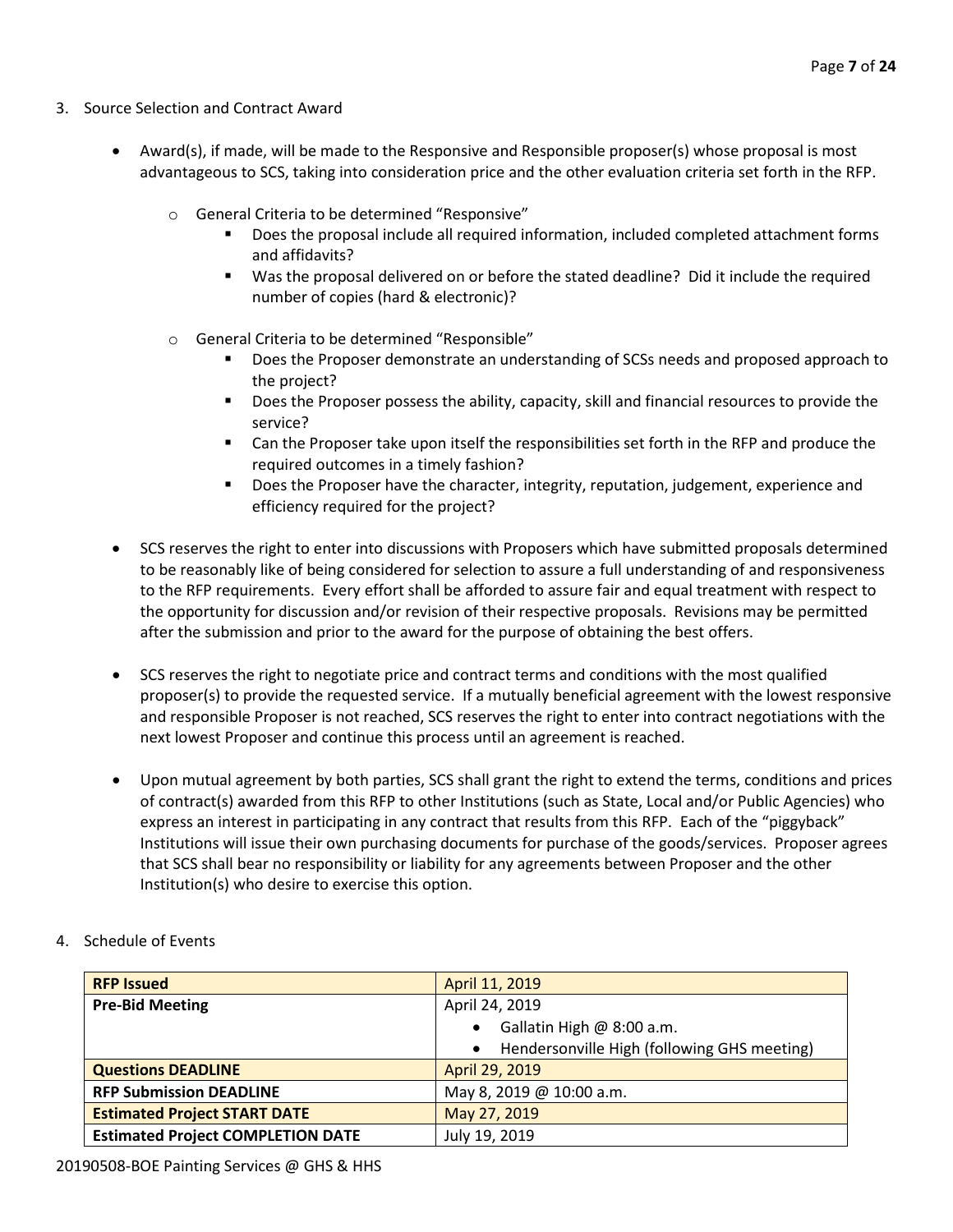3. Source Selection and Contract Award

   - Award(s), if made, will be made to the Responsive and Responsible proposer(s) whose proposal is most advantageous to SCS, taking into consideration price and the other evaluation criteria set forth in the RFP.

     - General Criteria to be determined "Responsive"
       - Does the proposal include all required information, included completed attachment forms and affidavits?
       - Was the proposal delivered on or before the stated deadline? Did it include the required number of copies (hard & electronic)?

     - General Criteria to be determined "Responsible"
       - Does the Proposer demonstrate an understanding of SCSs needs and proposed approach to the project?
       - Does the Proposer possess the ability, capacity, skill and financial resources to provide the service?
       - Can the Proposer take upon itself the responsibilities set forth in the RFP and produce the required outcomes in a timely fashion?
       - Does the Proposer have the character, integrity, reputation, judgement, experience and efficiency required for the project?

   - SCS reserves the right to enter into discussions with Proposers which have submitted proposals determined to be reasonably like of being considered for selection to assure a full understanding of and responsiveness to the RFP requirements. Every effort shall be afforded to assure fair and equal treatment with respect to the opportunity for discussion and/or revision of their respective proposals. Revisions may be permitted after the submission and prior to the award for the purpose of obtaining the best offers.

   - SCS reserves the right to negotiate price and contract terms and conditions with the most qualified proposer(s) to provide the requested service. If a mutually beneficial agreement with the lowest responsive and responsible Proposer is not reached, SCS reserves the right to enter into contract negotiations with the next lowest Proposer and continue this process until an agreement is reached.

   - Upon mutual agreement by both parties, SCS shall grant the right to extend the terms, conditions and prices of contract(s) awarded from this RFP to other Institutions (such as State, Local and/or Public Agencies) who express an interest in participating in any contract that results from this RFP. Each of the "piggyback" Institutions will issue their own purchasing documents for purchase of the goods/services. Proposer agrees that SCS shall bear no responsibility or liability for any agreements between Proposer and the other Institution(s) who desire to exercise this option.

4. Schedule of Events

| **RFP Issued** | April 11, 2019 |
|---|---|
| **Pre-Bid Meeting** | April 24, 2019<br>• Gallatin High @ 8:00 a.m.<br>• Hendersonville High (following GHS meeting) |
| **Questions DEADLINE** | April 29, 2019 |
| **RFP Submission DEADLINE** | May 8, 2019 @ 10:00 a.m. |
| **Estimated Project START DATE** | May 27, 2019 |
| **Estimated Project COMPLETION DATE** | July 19, 2019 |

20190508-BOE Painting Services @ GHS & HHS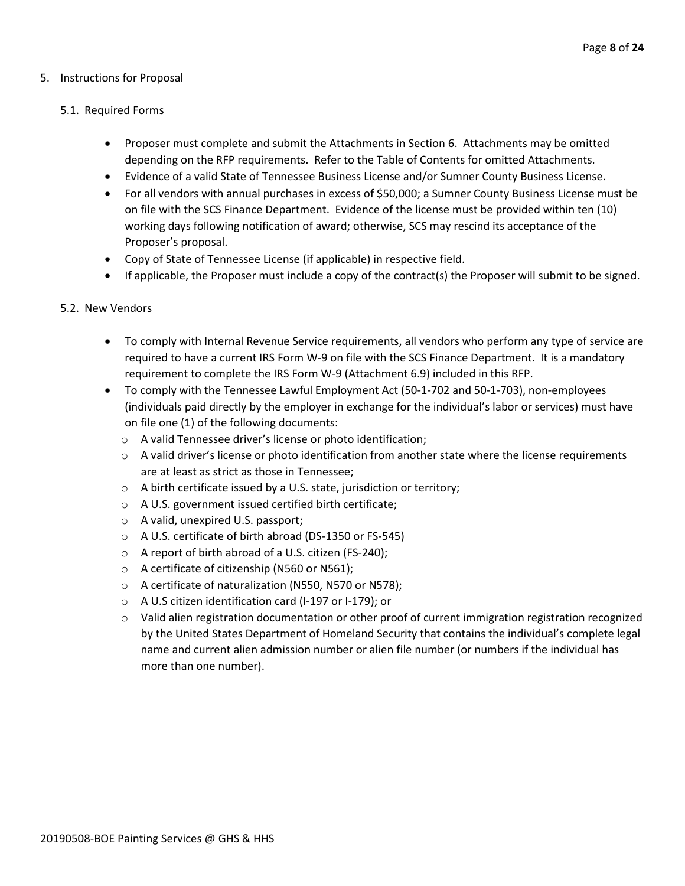5. Instructions for Proposal

   5.1. Required Forms

   - Proposer must complete and submit the Attachments in Section 6. Attachments may be omitted depending on the RFP requirements. Refer to the Table of Contents for omitted Attachments.
   - Evidence of a valid State of Tennessee Business License and/or Sumner County Business License.
   - For all vendors with annual purchases in excess of $50,000; a Sumner County Business License must be on file with the SCS Finance Department. Evidence of the license must be provided within ten (10) working days following notification of award; otherwise, SCS may rescind its acceptance of the Proposer's proposal.
   - Copy of State of Tennessee License (if applicable) in respective field.
   - If applicable, the Proposer must include a copy of the contract(s) the Proposer will submit to be signed.

   5.2. New Vendors

   - To comply with Internal Revenue Service requirements, all vendors who perform any type of service are required to have a current IRS Form W-9 on file with the SCS Finance Department. It is a mandatory requirement to complete the IRS Form W-9 (Attachment 6.9) included in this RFP.
   - To comply with the Tennessee Lawful Employment Act (50-1-702 and 50-1-703), non-employees (individuals paid directly by the employer in exchange for the individual's labor or services) must have on file one (1) of the following documents:
     - A valid Tennessee driver's license or photo identification;
     - A valid driver's license or photo identification from another state where the license requirements are at least as strict as those in Tennessee;
     - A birth certificate issued by a U.S. state, jurisdiction or territory;
     - A U.S. government issued certified birth certificate;
     - A valid, unexpired U.S. passport;
     - A U.S. certificate of birth abroad (DS-1350 or FS-545)
     - A report of birth abroad of a U.S. citizen (FS-240);
     - A certificate of citizenship (N560 or N561);
     - A certificate of naturalization (N550, N570 or N578);
     - A U.S citizen identification card (I-197 or I-179); or
     - Valid alien registration documentation or other proof of current immigration registration recognized by the United States Department of Homeland Security that contains the individual's complete legal name and current alien admission number or alien file number (or numbers if the individual has more than one number).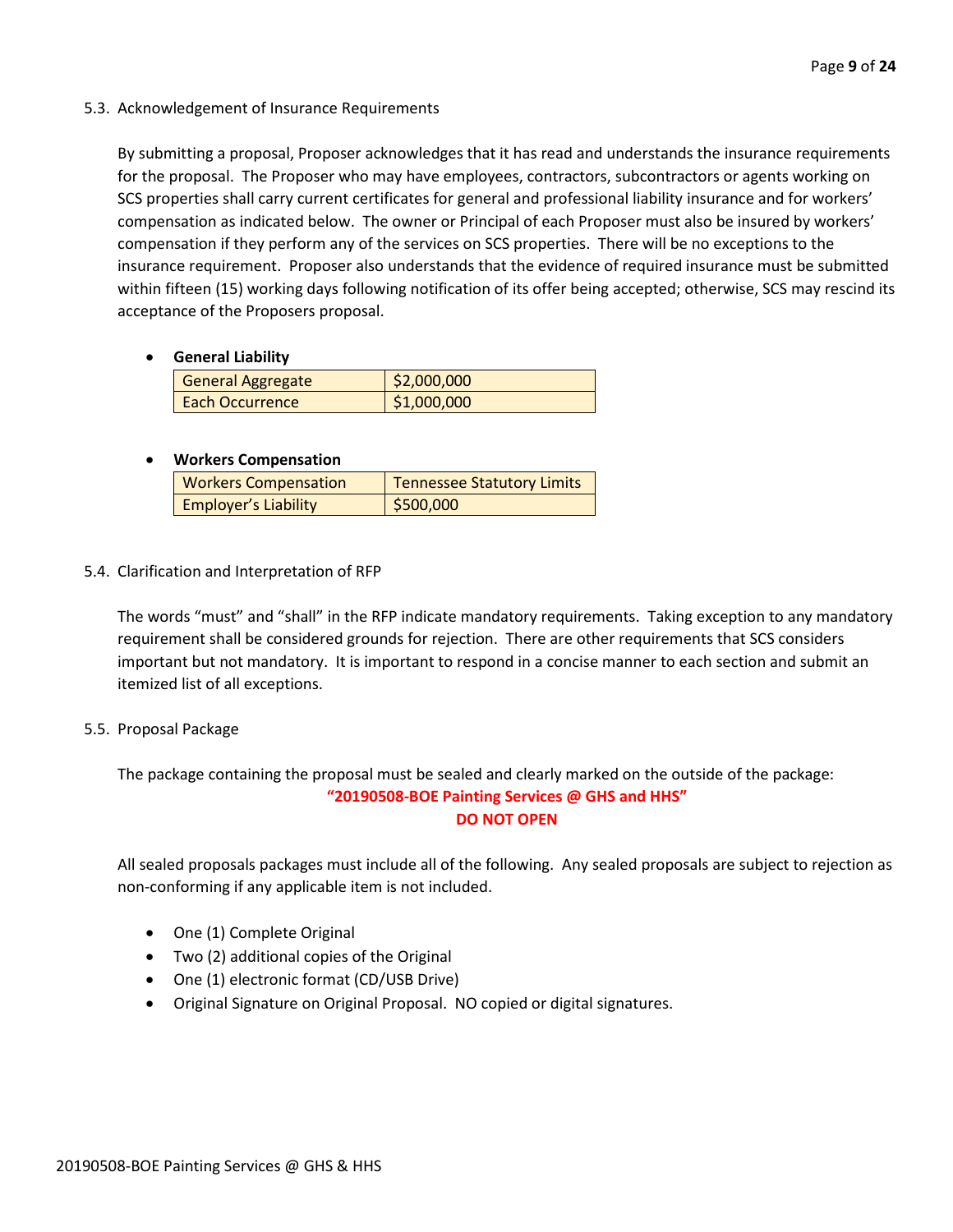### 5.3. Acknowledgement of Insurance Requirements

By submitting a proposal, Proposer acknowledges that it has read and understands the insurance requirements for the proposal. The Proposer who may have employees, contractors, subcontractors or agents working on SCS properties shall carry current certificates for general and professional liability insurance and for workers' compensation as indicated below. The owner or Principal of each Proposer must also be insured by workers' compensation if they perform any of the services on SCS properties. There will be no exceptions to the insurance requirement. Proposer also understands that the evidence of required insurance must be submitted within fifteen (15) working days following notification of its offer being accepted; otherwise, SCS may rescind its acceptance of the Proposers proposal.

- **General Liability**

| General Aggregate | $2,000,000 |
|---|---|
| Each Occurrence | $1,000,000 |

- **Workers Compensation**

| Workers Compensation | Tennessee Statutory Limits |
|---|---|
| Employer's Liability | $500,000 |

### 5.4. Clarification and Interpretation of RFP

The words "must" and "shall" in the RFP indicate mandatory requirements. Taking exception to any mandatory requirement shall be considered grounds for rejection. There are other requirements that SCS considers important but not mandatory. It is important to respond in a concise manner to each section and submit an itemized list of all exceptions.

### 5.5. Proposal Package

The package containing the proposal must be sealed and clearly marked on the outside of the package:

**"20190508-BOE Painting Services @ GHS and HHS"**

**DO NOT OPEN**

All sealed proposals packages must include all of the following. Any sealed proposals are subject to rejection as non-conforming if any applicable item is not included.

- One (1) Complete Original
- Two (2) additional copies of the Original
- One (1) electronic format (CD/USB Drive)
- Original Signature on Original Proposal. NO copied or digital signatures.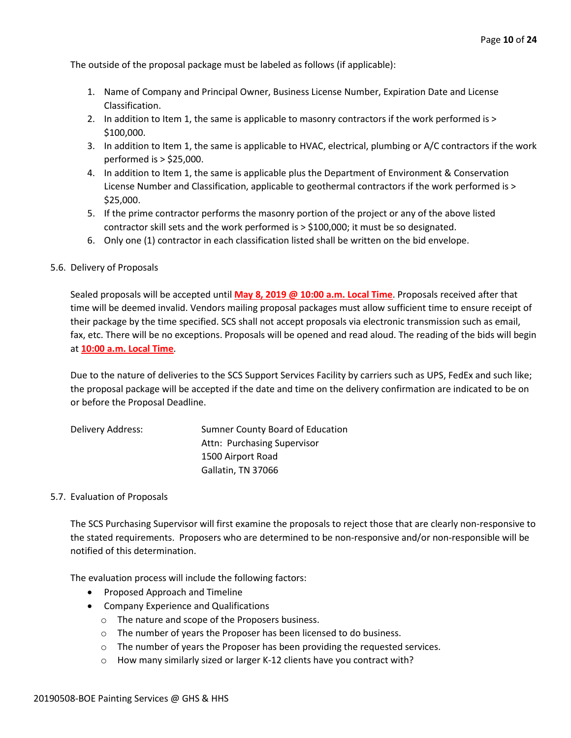The outside of the proposal package must be labeled as follows (if applicable):

1. Name of Company and Principal Owner, Business License Number, Expiration Date and License Classification.
2. In addition to Item 1, the same is applicable to masonry contractors if the work performed is > $100,000.
3. In addition to Item 1, the same is applicable to HVAC, electrical, plumbing or A/C contractors if the work performed is > $25,000.
4. In addition to Item 1, the same is applicable plus the Department of Environment & Conservation License Number and Classification, applicable to geothermal contractors if the work performed is > $25,000.
5. If the prime contractor performs the masonry portion of the project or any of the above listed contractor skill sets and the work performed is > $100,000; it must be so designated.
6. Only one (1) contractor in each classification listed shall be written on the bid envelope.

5.6. Delivery of Proposals

Sealed proposals will be accepted until **May 8, 2019 @ 10:00 a.m. Local Time**. Proposals received after that time will be deemed invalid. Vendors mailing proposal packages must allow sufficient time to ensure receipt of their package by the time specified. SCS shall not accept proposals via electronic transmission such as email, fax, etc. There will be no exceptions. Proposals will be opened and read aloud. The reading of the bids will begin at **10:00 a.m. Local Time**.

Due to the nature of deliveries to the SCS Support Services Facility by carriers such as UPS, FedEx and such like; the proposal package will be accepted if the date and time on the delivery confirmation are indicated to be on or before the Proposal Deadline.

Delivery Address:

Sumner County Board of Education
Attn: Purchasing Supervisor
1500 Airport Road
Gallatin, TN 37066

5.7. Evaluation of Proposals

The SCS Purchasing Supervisor will first examine the proposals to reject those that are clearly non-responsive to the stated requirements. Proposers who are determined to be non-responsive and/or non-responsible will be notified of this determination.

The evaluation process will include the following factors:

- Proposed Approach and Timeline
- Company Experience and Qualifications
  - The nature and scope of the Proposers business.
  - The number of years the Proposer has been licensed to do business.
  - The number of years the Proposer has been providing the requested services.
  - How many similarly sized or larger K-12 clients have you contract with?

20190508-BOE Painting Services @ GHS & HHS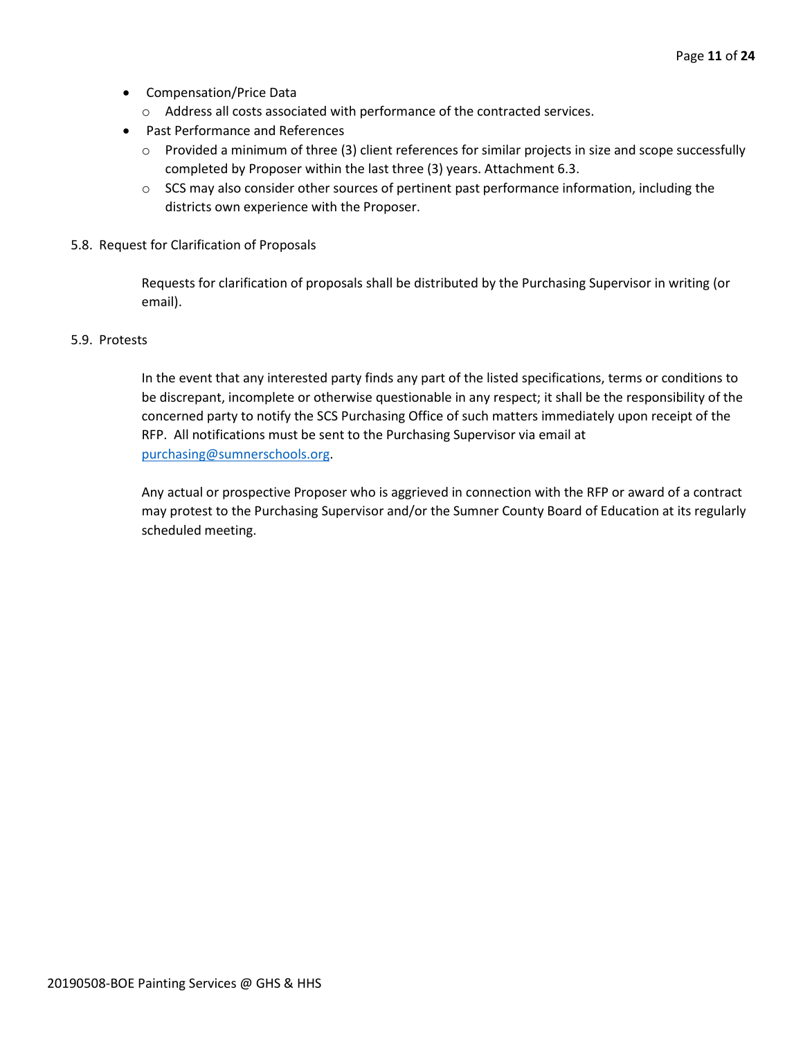- Compensation/Price Data
  - Address all costs associated with performance of the contracted services.
- Past Performance and References
  - Provided a minimum of three (3) client references for similar projects in size and scope successfully completed by Proposer within the last three (3) years. Attachment 6.3.
  - SCS may also consider other sources of pertinent past performance information, including the districts own experience with the Proposer.

5.8. Request for Clarification of Proposals

Requests for clarification of proposals shall be distributed by the Purchasing Supervisor in writing (or email).

5.9. Protests

In the event that any interested party finds any part of the listed specifications, terms or conditions to be discrepant, incomplete or otherwise questionable in any respect; it shall be the responsibility of the concerned party to notify the SCS Purchasing Office of such matters immediately upon receipt of the RFP. All notifications must be sent to the Purchasing Supervisor via email at purchasing@sumnerschools.org.

Any actual or prospective Proposer who is aggrieved in connection with the RFP or award of a contract may protest to the Purchasing Supervisor and/or the Sumner County Board of Education at its regularly scheduled meeting.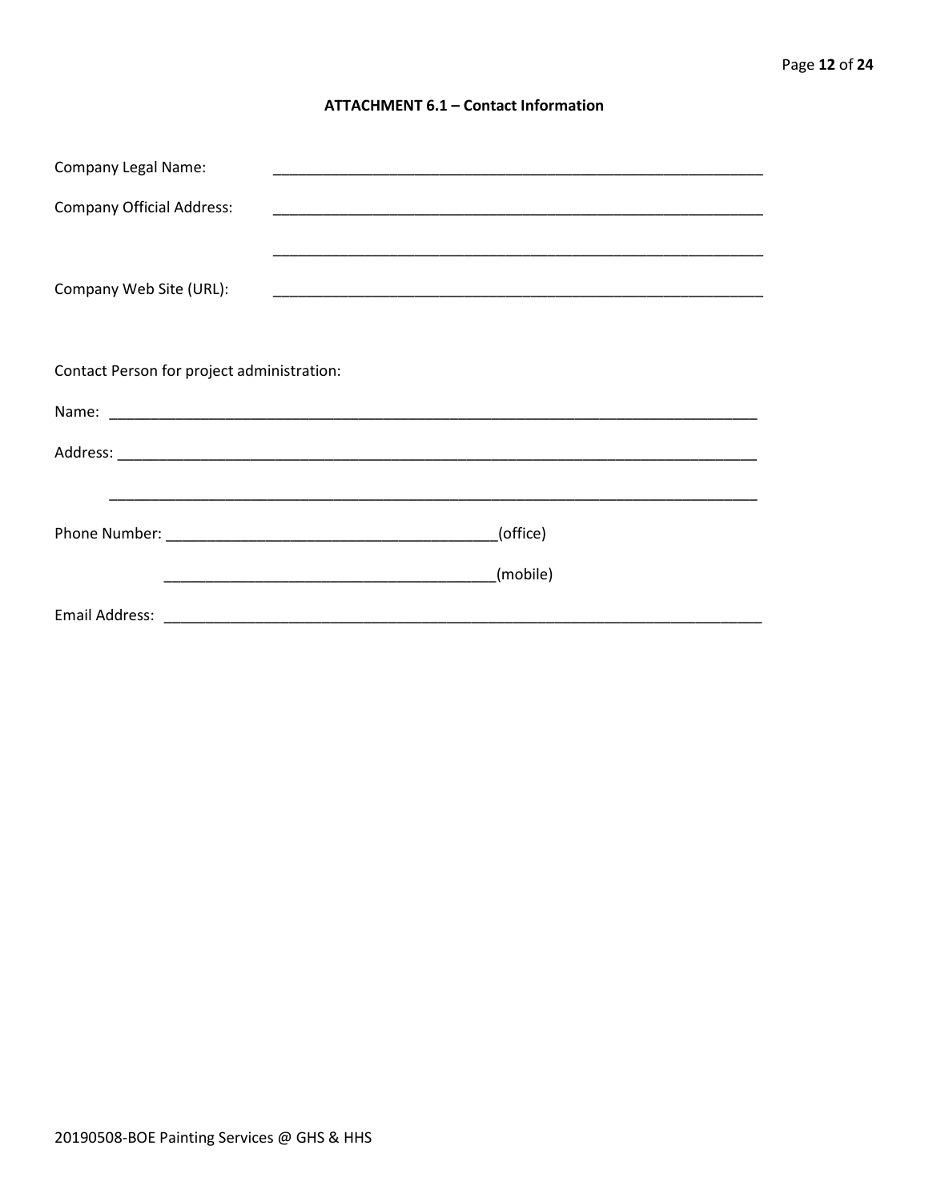### ATTACHMENT 6.1 – Contact Information

Company Legal Name: ____________________________________________________________

Company Official Address: ____________________________________________________________

____________________________________________________________

Company Web Site (URL): ____________________________________________________________

Contact Person for project administration:

Name: ________________________________________________________________________________

Address: ______________________________________________________________________________

______________________________________________________________________________

Phone Number: ________________________________________(office)

________________________________________(mobile)

Email Address: __________________________________________________________________________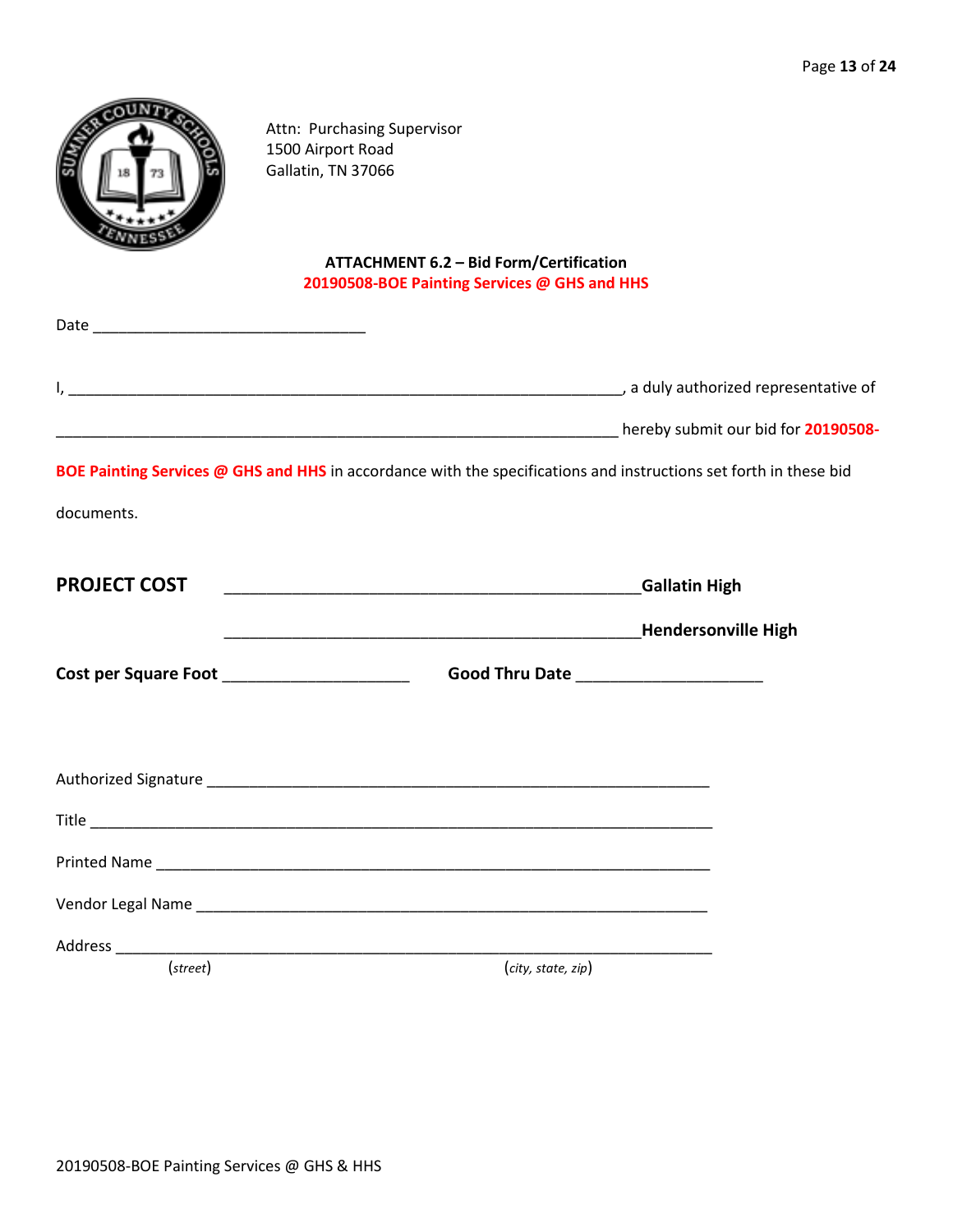Attn: Purchasing Supervisor
1500 Airport Road
Gallatin, TN 37066

**ATTACHMENT 6.2 – Bid Form/Certification**

**20190508-BOE Painting Services @ GHS and HHS**

Date ________________________________

I, _________________________________________________________________, a duly authorized representative of _________________________________________________________________ hereby submit our bid for **20190508-BOE Painting Services @ GHS and HHS** in accordance with the specifications and instructions set forth in these bid documents.

**PROJECT COST** _______________________________________________**Gallatin High**

_______________________________________________**Hendersonville High**

**Cost per Square Foot** _____________________ **Good Thru Date** _____________________

Authorized Signature ___________________________________________________________

Title _________________________________________________________________________

Printed Name _________________________________________________________________

Vendor Legal Name ____________________________________________________________

Address ______________________________________________________________________
(*street*) (*city, state, zip*)

20190508-BOE Painting Services @ GHS & HHS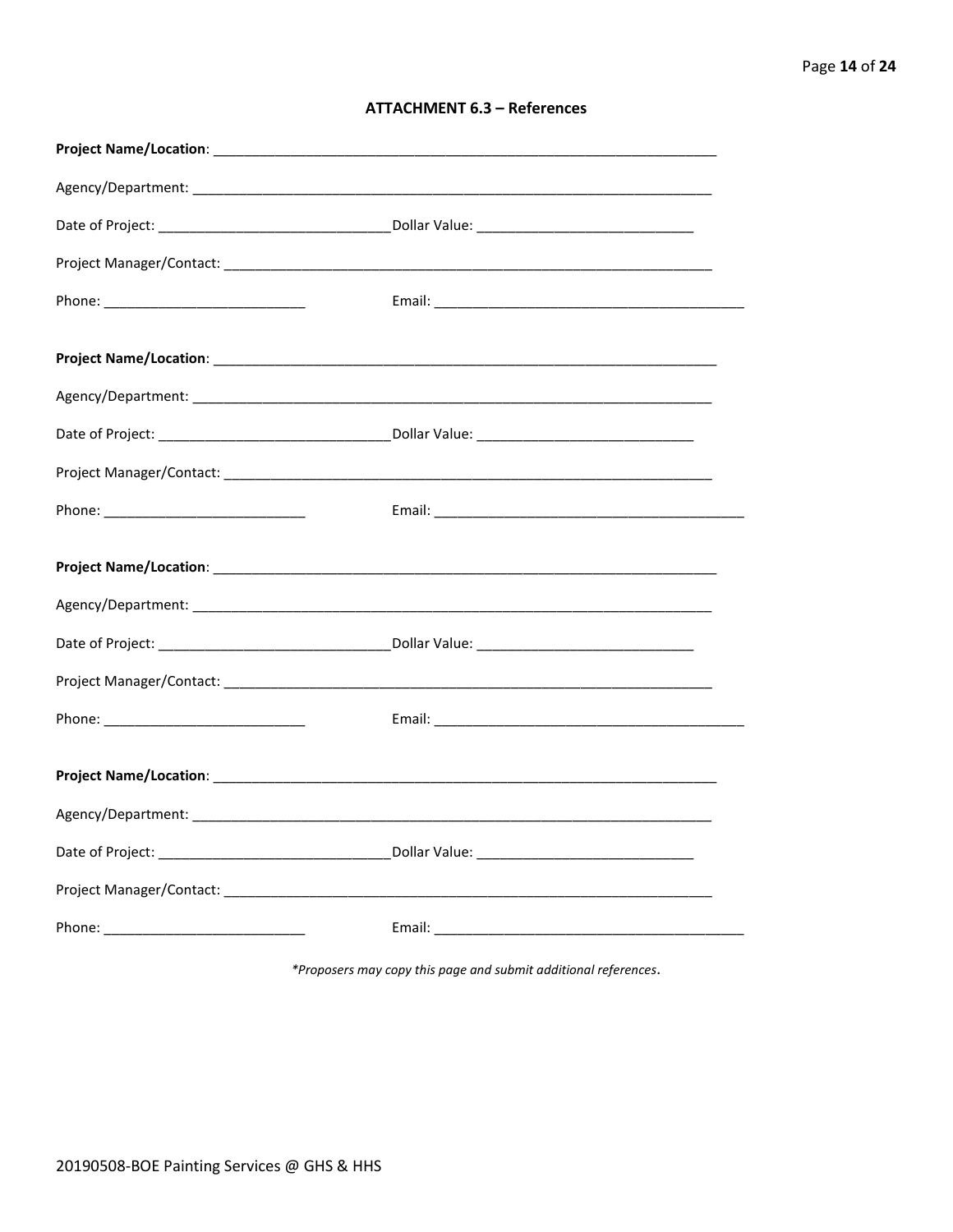### ATTACHMENT 6.3 – References

**Project Name/Location**: ___________________________________________________________________

Agency/Department: ___________________________________________________________________

Date of Project: ______________________________ Dollar Value: ____________________________

Project Manager/Contact: ______________________________________________________________

Phone: __________________________  Email: _________________________________________

**Project Name/Location**: ___________________________________________________________________

Agency/Department: ___________________________________________________________________

Date of Project: ______________________________ Dollar Value: ____________________________

Project Manager/Contact: ______________________________________________________________

Phone: __________________________  Email: _________________________________________

**Project Name/Location**: ___________________________________________________________________

Agency/Department: ___________________________________________________________________

Date of Project: ______________________________ Dollar Value: ____________________________

Project Manager/Contact: ______________________________________________________________

Phone: __________________________  Email: _________________________________________

**Project Name/Location**: ___________________________________________________________________

Agency/Department: ___________________________________________________________________

Date of Project: ______________________________ Dollar Value: ____________________________

Project Manager/Contact: ______________________________________________________________

Phone: __________________________  Email: _________________________________________

*\*Proposers may copy this page and submit additional references.*

20190508-BOE Painting Services @ GHS & HHS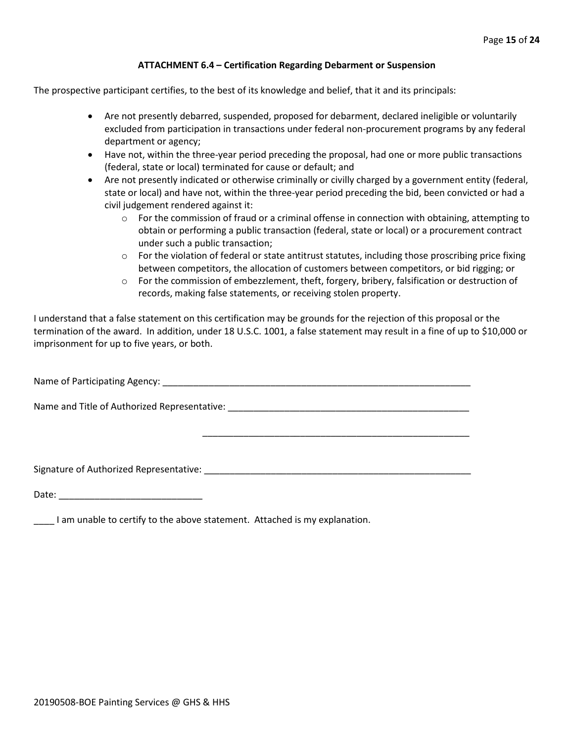## ATTACHMENT 6.4 – Certification Regarding Debarment or Suspension

The prospective participant certifies, to the best of its knowledge and belief, that it and its principals:

- Are not presently debarred, suspended, proposed for debarment, declared ineligible or voluntarily excluded from participation in transactions under federal non-procurement programs by any federal department or agency;
- Have not, within the three-year period preceding the proposal, had one or more public transactions (federal, state or local) terminated for cause or default; and
- Are not presently indicated or otherwise criminally or civilly charged by a government entity (federal, state or local) and have not, within the three-year period preceding the bid, been convicted or had a civil judgement rendered against it:
  - For the commission of fraud or a criminal offense in connection with obtaining, attempting to obtain or performing a public transaction (federal, state or local) or a procurement contract under such a public transaction;
  - For the violation of federal or state antitrust statutes, including those proscribing price fixing between competitors, the allocation of customers between competitors, or bid rigging; or
  - For the commission of embezzlement, theft, forgery, bribery, falsification or destruction of records, making false statements, or receiving stolen property.

I understand that a false statement on this certification may be grounds for the rejection of this proposal or the termination of the award. In addition, under 18 U.S.C. 1001, a false statement may result in a fine of up to $10,000 or imprisonment for up to five years, or both.

Name of Participating Agency: ______________________________________________________________

Name and Title of Authorized Representative: _________________________________________________

_____________________________________________________

Signature of Authorized Representative: _____________________________________________________

Date: ____________________________

____ I am unable to certify to the above statement. Attached is my explanation.

20190508-BOE Painting Services @ GHS & HHS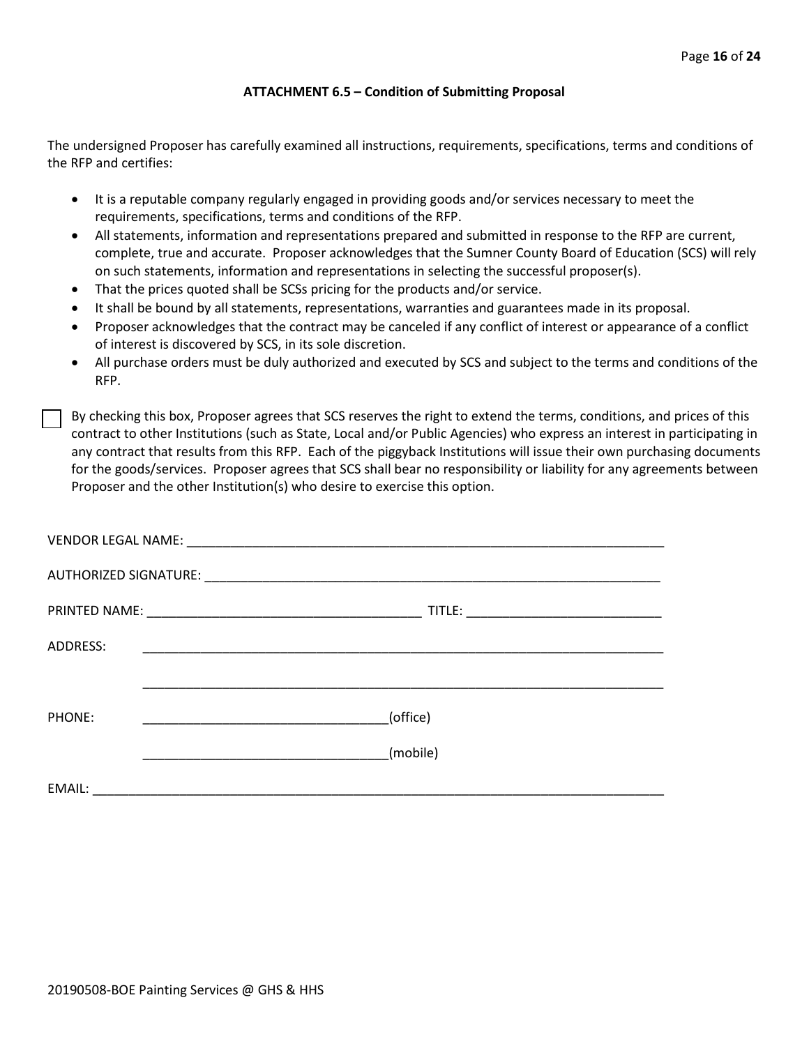### ATTACHMENT 6.5 – Condition of Submitting Proposal

The undersigned Proposer has carefully examined all instructions, requirements, specifications, terms and conditions of the RFP and certifies:

- It is a reputable company regularly engaged in providing goods and/or services necessary to meet the requirements, specifications, terms and conditions of the RFP.
- All statements, information and representations prepared and submitted in response to the RFP are current, complete, true and accurate. Proposer acknowledges that the Sumner County Board of Education (SCS) will rely on such statements, information and representations in selecting the successful proposer(s).
- That the prices quoted shall be SCSs pricing for the products and/or service.
- It shall be bound by all statements, representations, warranties and guarantees made in its proposal.
- Proposer acknowledges that the contract may be canceled if any conflict of interest or appearance of a conflict of interest is discovered by SCS, in its sole discretion.
- All purchase orders must be duly authorized and executed by SCS and subject to the terms and conditions of the RFP.

☐ By checking this box, Proposer agrees that SCS reserves the right to extend the terms, conditions, and prices of this contract to other Institutions (such as State, Local and/or Public Agencies) who express an interest in participating in any contract that results from this RFP. Each of the piggyback Institutions will issue their own purchasing documents for the goods/services. Proposer agrees that SCS shall bear no responsibility or liability for any agreements between Proposer and the other Institution(s) who desire to exercise this option.

VENDOR LEGAL NAME: ___________________________________________________________________

AUTHORIZED SIGNATURE: _______________________________________________________________

PRINTED NAME: ____________________________________ TITLE: __________________________

ADDRESS: ______________________________________________________________________

______________________________________________________________________

PHONE: _________________________________(office)

_________________________________(mobile)

EMAIL: _____________________________________________________________________________

20190508-BOE Painting Services @ GHS & HHS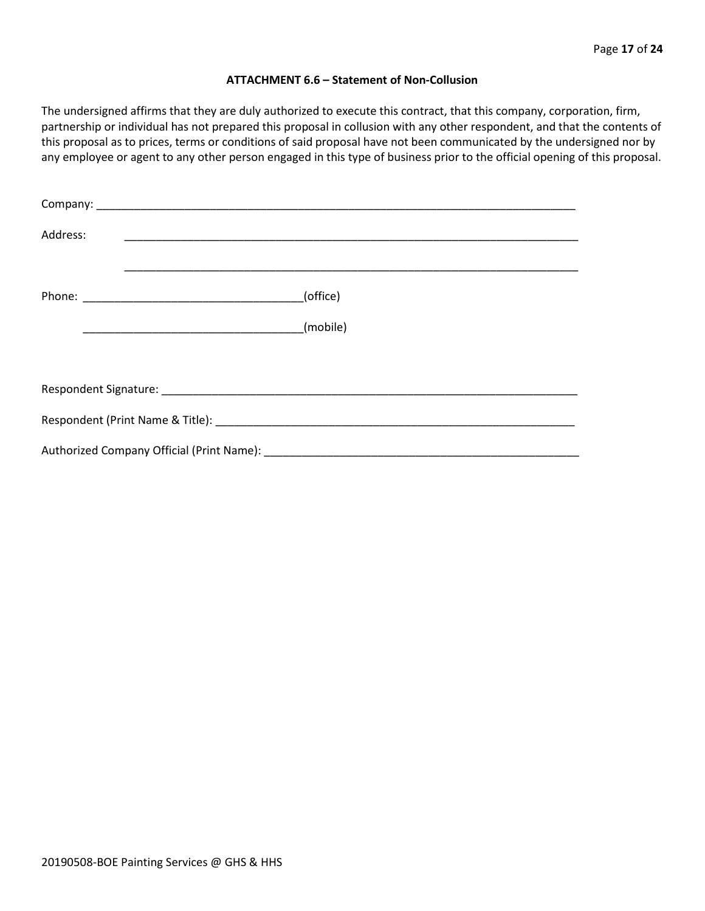### ATTACHMENT 6.6 – Statement of Non-Collusion

The undersigned affirms that they are duly authorized to execute this contract, that this company, corporation, firm, partnership or individual has not prepared this proposal in collusion with any other respondent, and that the contents of this proposal as to prices, terms or conditions of said proposal have not been communicated by the undersigned nor by any employee or agent to any other person engaged in this type of business prior to the official opening of this proposal.

Company: ______________________________________________________________________________

Address: ______________________________________________________________________________

______________________________________________________________________________

Phone: ___________________________________(office)

___________________________________(mobile)

Respondent Signature: ____________________________________________________________________

Respondent (Print Name & Title): ___________________________________________________________

Authorized Company Official (Print Name): ___________________________________________________

20190508-BOE Painting Services @ GHS & HHS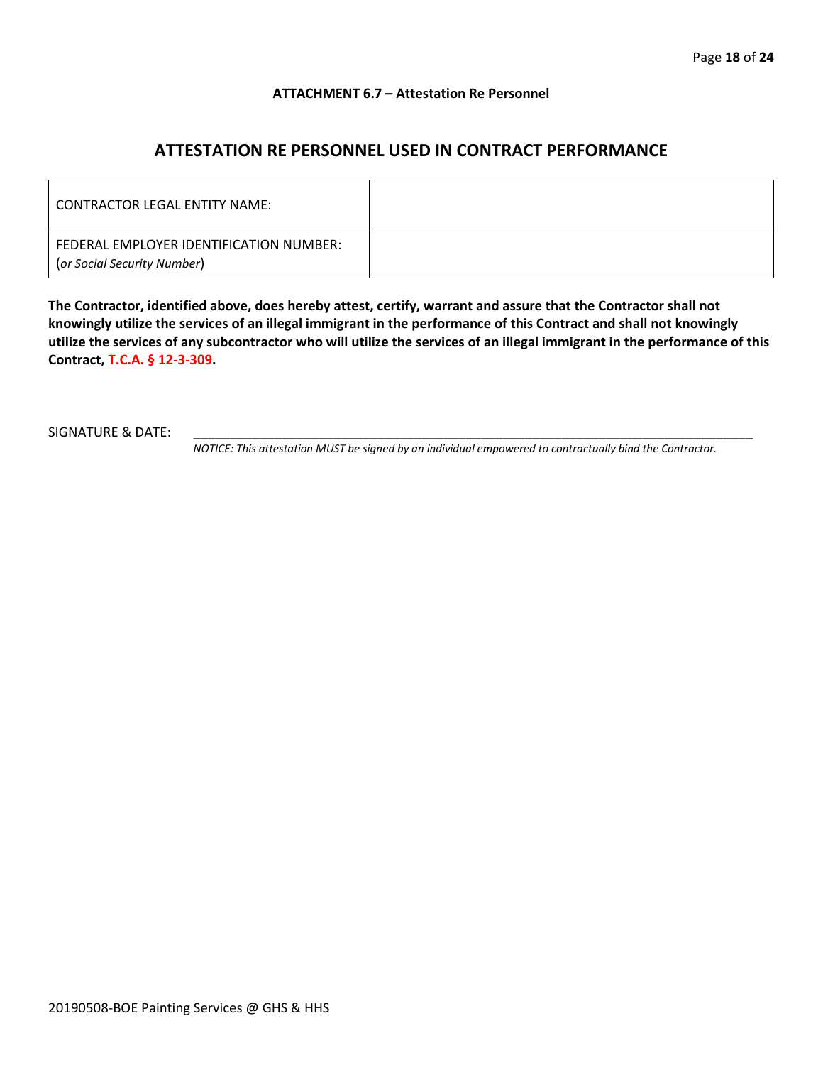**ATTACHMENT 6.7 – Attestation Re Personnel**

## ATTESTATION RE PERSONNEL USED IN CONTRACT PERFORMANCE

| CONTRACTOR LEGAL ENTITY NAME: | |
|---|---|
| FEDERAL EMPLOYER IDENTIFICATION NUMBER: (*or Social Security Number*) | |

**The Contractor, identified above, does hereby attest, certify, warrant and assure that the Contractor shall not knowingly utilize the services of an illegal immigrant in the performance of this Contract and shall not knowingly utilize the services of any subcontractor who will utilize the services of an illegal immigrant in the performance of this Contract, T.C.A. § 12-3-309.**

SIGNATURE & DATE: ____________________________________________________________________________

*NOTICE: This attestation MUST be signed by an individual empowered to contractually bind the Contractor.*

20190508-BOE Painting Services @ GHS & HHS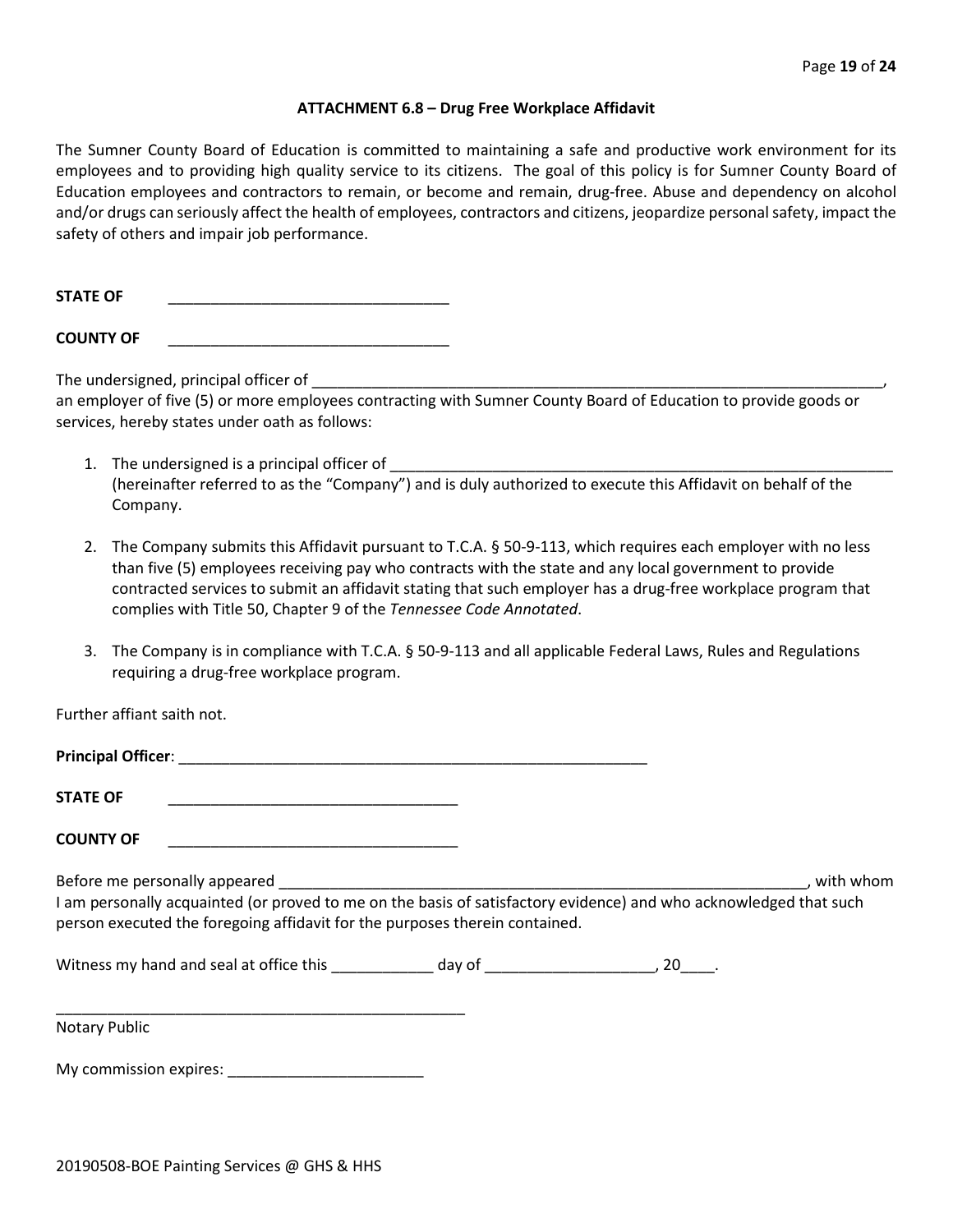### ATTACHMENT 6.8 – Drug Free Workplace Affidavit

The Sumner County Board of Education is committed to maintaining a safe and productive work environment for its employees and to providing high quality service to its citizens. The goal of this policy is for Sumner County Board of Education employees and contractors to remain, or become and remain, drug-free. Abuse and dependency on alcohol and/or drugs can seriously affect the health of employees, contractors and citizens, jeopardize personal safety, impact the safety of others and impair job performance.

**STATE OF** _________________________________

**COUNTY OF** _________________________________

The undersigned, principal officer of ______________________________________________________________________, an employer of five (5) or more employees contracting with Sumner County Board of Education to provide goods or services, hereby states under oath as follows:

1. The undersigned is a principal officer of ______________________________________________________________ (hereinafter referred to as the "Company") and is duly authorized to execute this Affidavit on behalf of the Company.

2. The Company submits this Affidavit pursuant to T.C.A. § 50-9-113, which requires each employer with no less than five (5) employees receiving pay who contracts with the state and any local government to provide contracted services to submit an affidavit stating that such employer has a drug-free workplace program that complies with Title 50, Chapter 9 of the *Tennessee Code Annotated*.

3. The Company is in compliance with T.C.A. § 50-9-113 and all applicable Federal Laws, Rules and Regulations requiring a drug-free workplace program.

Further affiant saith not.

**Principal Officer**: _______________________________________________________

**STATE OF** __________________________________

**COUNTY OF** __________________________________

Before me personally appeared _______________________________________________________________, with whom I am personally acquainted (or proved to me on the basis of satisfactory evidence) and who acknowledged that such person executed the foregoing affidavit for the purposes therein contained.

Witness my hand and seal at office this ____________ day of ____________________, 20____.

__________________________________________________

Notary Public

My commission expires: _______________________

20190508-BOE Painting Services @ GHS & HHS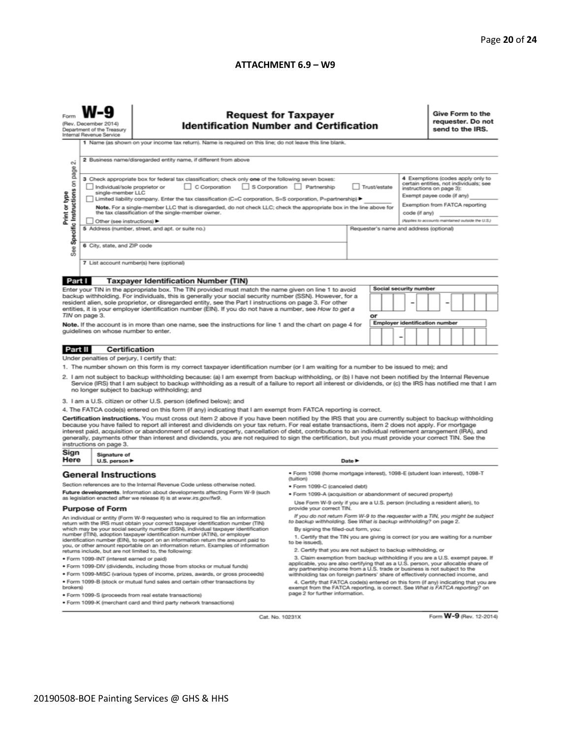**ATTACHMENT 6.9 – W9**

Form **W-9**
(Rev. December 2014)
Department of the Treasury
Internal Revenue Service

# Request for Taxpayer Identification Number and Certification

**Give Form to the requester. Do not send to the IRS.**

Print or type
See Specific Instructions on page 2.

1 Name (as shown on your income tax return). Name is required on this line; do not leave this line blank.

2 Business name/disregarded entity name, if different from above

3 Check appropriate box for federal tax classification; check only **one** of the following seven boxes:

☐ Individual/sole proprietor or single-member LLC ☐ C Corporation ☐ S Corporation ☐ Partnership ☐ Trust/estate

☐ Limited liability company. Enter the tax classification (C=C corporation, S=S corporation, P=partnership) ▶ ________

**Note.** For a single-member LLC that is disregarded, do not check LLC; check the appropriate box in the line above for the tax classification of the single-member owner.

☐ Other (see instructions) ▶

4 Exemptions (codes apply only to certain entities, not individuals; see instructions on page 3):

Exempt payee code (if any) ________

Exemption from FATCA reporting code (if any) ________

(Applies to accounts maintained outside the U.S.)

5 Address (number, street, and apt. or suite no.)

Requester's name and address (optional)

6 City, state, and ZIP code

7 List account number(s) here (optional)

## Part I Taxpayer Identification Number (TIN)

Enter your TIN in the appropriate box. The TIN provided must match the name given on line 1 to avoid backup withholding. For individuals, this is generally your social security number (SSN). However, for a resident alien, sole proprietor, or disregarded entity, see the Part I instructions on page 3. For other entities, it is your employer identification number (EIN). If you do not have a number, see *How to get a TIN* on page 3.

**Note.** If the account is in more than one name, see the instructions for line 1 and the chart on page 4 for guidelines on whose number to enter.

Social security number
[ ][ ][ ] – [ ][ ] – [ ][ ][ ][ ]

or

Employer identification number
[ ][ ] – [ ][ ][ ][ ][ ][ ][ ]

## Part II Certification

Under penalties of perjury, I certify that:

1. The number shown on this form is my correct taxpayer identification number (or I am waiting for a number to be issued to me); and
2. I am not subject to backup withholding because: (a) I am exempt from backup withholding, or (b) I have not been notified by the Internal Revenue Service (IRS) that I am subject to backup withholding as a result of a failure to report all interest or dividends, or (c) the IRS has notified me that I am no longer subject to backup withholding; and
3. I am a U.S. citizen or other U.S. person (defined below); and
4. The FATCA code(s) entered on this form (if any) indicating that I am exempt from FATCA reporting is correct.

**Certification instructions.** You must cross out item 2 above if you have been notified by the IRS that you are currently subject to backup withholding because you have failed to report all interest and dividends on your tax return. For real estate transactions, item 2 does not apply. For mortgage interest paid, acquisition or abandonment of secured property, cancellation of debt, contributions to an individual retirement arrangement (IRA), and generally, payments other than interest and dividends, you are not required to sign the certification, but you must provide your correct TIN. See the instructions on page 3.

**Sign Here** Signature of U.S. person ▶ Date ▶

## General Instructions

Section references are to the Internal Revenue Code unless otherwise noted.

**Future developments.** Information about developments affecting Form W-9 (such as legislation enacted after we release it) is at www.irs.gov/fw9.

### Purpose of Form

An individual or entity (Form W-9 requester) who is required to file an information return with the IRS must obtain your correct taxpayer identification number (TIN) which may be your social security number (SSN), individual taxpayer identification number (ITIN), adoption taxpayer identification number (ATIN), or employer identification number (EIN), to report on an information return the amount paid to you, or other amount reportable on an information return. Examples of information returns include, but are not limited to, the following:

- Form 1099-INT (interest earned or paid)
- Form 1099-DIV (dividends, including those from stocks or mutual funds)
- Form 1099-MISC (various types of income, prizes, awards, or gross proceeds)
- Form 1099-B (stock or mutual fund sales and certain other transactions by brokers)
- Form 1099-S (proceeds from real estate transactions)
- Form 1099-K (merchant card and third party network transactions)
- Form 1098 (home mortgage interest), 1098-E (student loan interest), 1098-T (tuition)
- Form 1099-C (canceled debt)
- Form 1099-A (acquisition or abandonment of secured property)

Use Form W-9 only if you are a U.S. person (including a resident alien), to provide your correct TIN.

*If you do not return Form W-9 to the requester with a TIN, you might be subject to backup withholding. See What is backup withholding? on page 2.*

By signing the filled-out form, you:

1. Certify that the TIN you are giving is correct (or you are waiting for a number to be issued),
2. Certify that you are not subject to backup withholding, or
3. Claim exemption from backup withholding if you are a U.S. exempt payee. If applicable, you are also certifying that as a U.S. person, your allocable share of any partnership income from a U.S. trade or business is not subject to the withholding tax on foreign partners' share of effectively connected income, and
4. Certify that FATCA code(s) entered on this form (if any) indicating that you are exempt from the FATCA reporting, is correct. See *What is FATCA reporting?* on page 2 for further information.

Cat. No. 10231X Form **W-9** (Rev. 12-2014)

20190508-BOE Painting Services @ GHS & HHS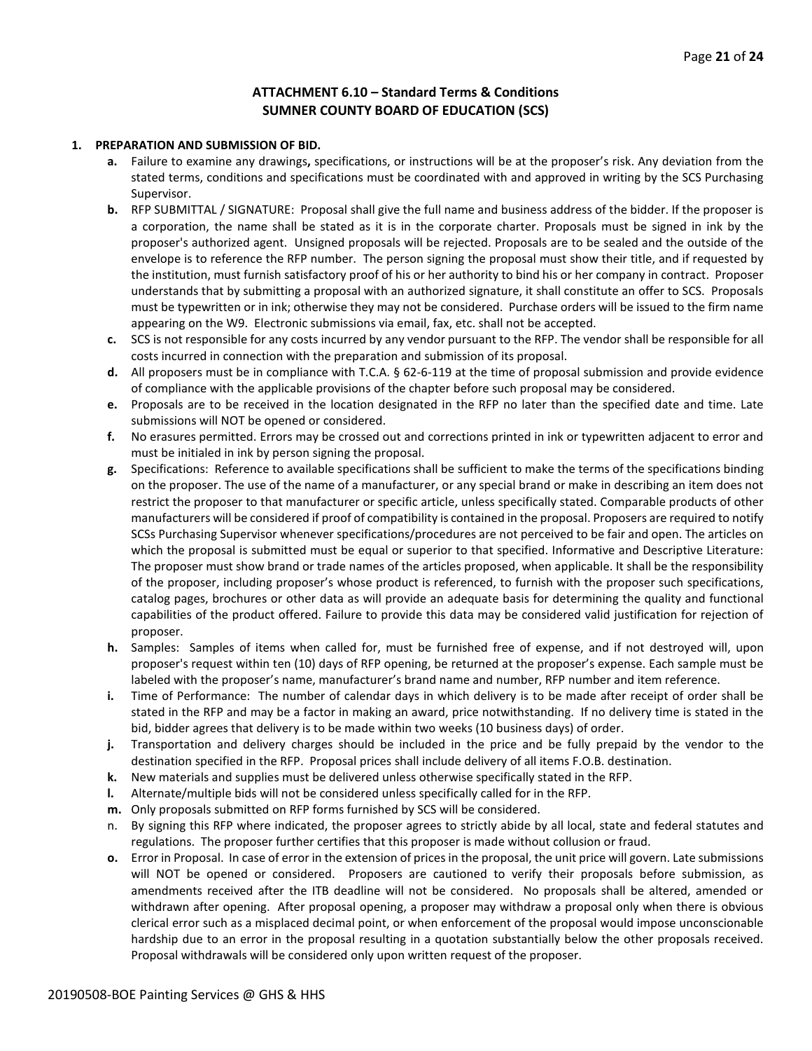# ATTACHMENT 6.10 – Standard Terms & Conditions
## SUMNER COUNTY BOARD OF EDUCATION (SCS)

**1. PREPARATION AND SUBMISSION OF BID.**

- **a.** Failure to examine any drawings**,** specifications, or instructions will be at the proposer's risk. Any deviation from the stated terms, conditions and specifications must be coordinated with and approved in writing by the SCS Purchasing Supervisor.
- **b.** RFP SUBMITTAL / SIGNATURE: Proposal shall give the full name and business address of the bidder. If the proposer is a corporation, the name shall be stated as it is in the corporate charter. Proposals must be signed in ink by the proposer's authorized agent. Unsigned proposals will be rejected. Proposals are to be sealed and the outside of the envelope is to reference the RFP number. The person signing the proposal must show their title, and if requested by the institution, must furnish satisfactory proof of his or her authority to bind his or her company in contract. Proposer understands that by submitting a proposal with an authorized signature, it shall constitute an offer to SCS. Proposals must be typewritten or in ink; otherwise they may not be considered. Purchase orders will be issued to the firm name appearing on the W9. Electronic submissions via email, fax, etc. shall not be accepted.
- **c.** SCS is not responsible for any costs incurred by any vendor pursuant to the RFP. The vendor shall be responsible for all costs incurred in connection with the preparation and submission of its proposal.
- **d.** All proposers must be in compliance with T.C.A. § 62-6-119 at the time of proposal submission and provide evidence of compliance with the applicable provisions of the chapter before such proposal may be considered.
- **e.** Proposals are to be received in the location designated in the RFP no later than the specified date and time. Late submissions will NOT be opened or considered.
- **f.** No erasures permitted. Errors may be crossed out and corrections printed in ink or typewritten adjacent to error and must be initialed in ink by person signing the proposal.
- **g.** Specifications: Reference to available specifications shall be sufficient to make the terms of the specifications binding on the proposer. The use of the name of a manufacturer, or any special brand or make in describing an item does not restrict the proposer to that manufacturer or specific article, unless specifically stated. Comparable products of other manufacturers will be considered if proof of compatibility is contained in the proposal. Proposers are required to notify SCSs Purchasing Supervisor whenever specifications/procedures are not perceived to be fair and open. The articles on which the proposal is submitted must be equal or superior to that specified. Informative and Descriptive Literature: The proposer must show brand or trade names of the articles proposed, when applicable. It shall be the responsibility of the proposer, including proposer's whose product is referenced, to furnish with the proposer such specifications, catalog pages, brochures or other data as will provide an adequate basis for determining the quality and functional capabilities of the product offered. Failure to provide this data may be considered valid justification for rejection of proposer.
- **h.** Samples: Samples of items when called for, must be furnished free of expense, and if not destroyed will, upon proposer's request within ten (10) days of RFP opening, be returned at the proposer's expense. Each sample must be labeled with the proposer's name, manufacturer's brand name and number, RFP number and item reference.
- **i.** Time of Performance: The number of calendar days in which delivery is to be made after receipt of order shall be stated in the RFP and may be a factor in making an award, price notwithstanding. If no delivery time is stated in the bid, bidder agrees that delivery is to be made within two weeks (10 business days) of order.
- **j.** Transportation and delivery charges should be included in the price and be fully prepaid by the vendor to the destination specified in the RFP. Proposal prices shall include delivery of all items F.O.B. destination.
- **k.** New materials and supplies must be delivered unless otherwise specifically stated in the RFP.
- **l.** Alternate/multiple bids will not be considered unless specifically called for in the RFP.
- **m.** Only proposals submitted on RFP forms furnished by SCS will be considered.
- n. By signing this RFP where indicated, the proposer agrees to strictly abide by all local, state and federal statutes and regulations. The proposer further certifies that this proposer is made without collusion or fraud.
- **o.** Error in Proposal. In case of error in the extension of prices in the proposal, the unit price will govern. Late submissions will NOT be opened or considered. Proposers are cautioned to verify their proposals before submission, as amendments received after the ITB deadline will not be considered. No proposals shall be altered, amended or withdrawn after opening. After proposal opening, a proposer may withdraw a proposal only when there is obvious clerical error such as a misplaced decimal point, or when enforcement of the proposal would impose unconscionable hardship due to an error in the proposal resulting in a quotation substantially below the other proposals received. Proposal withdrawals will be considered only upon written request of the proposer.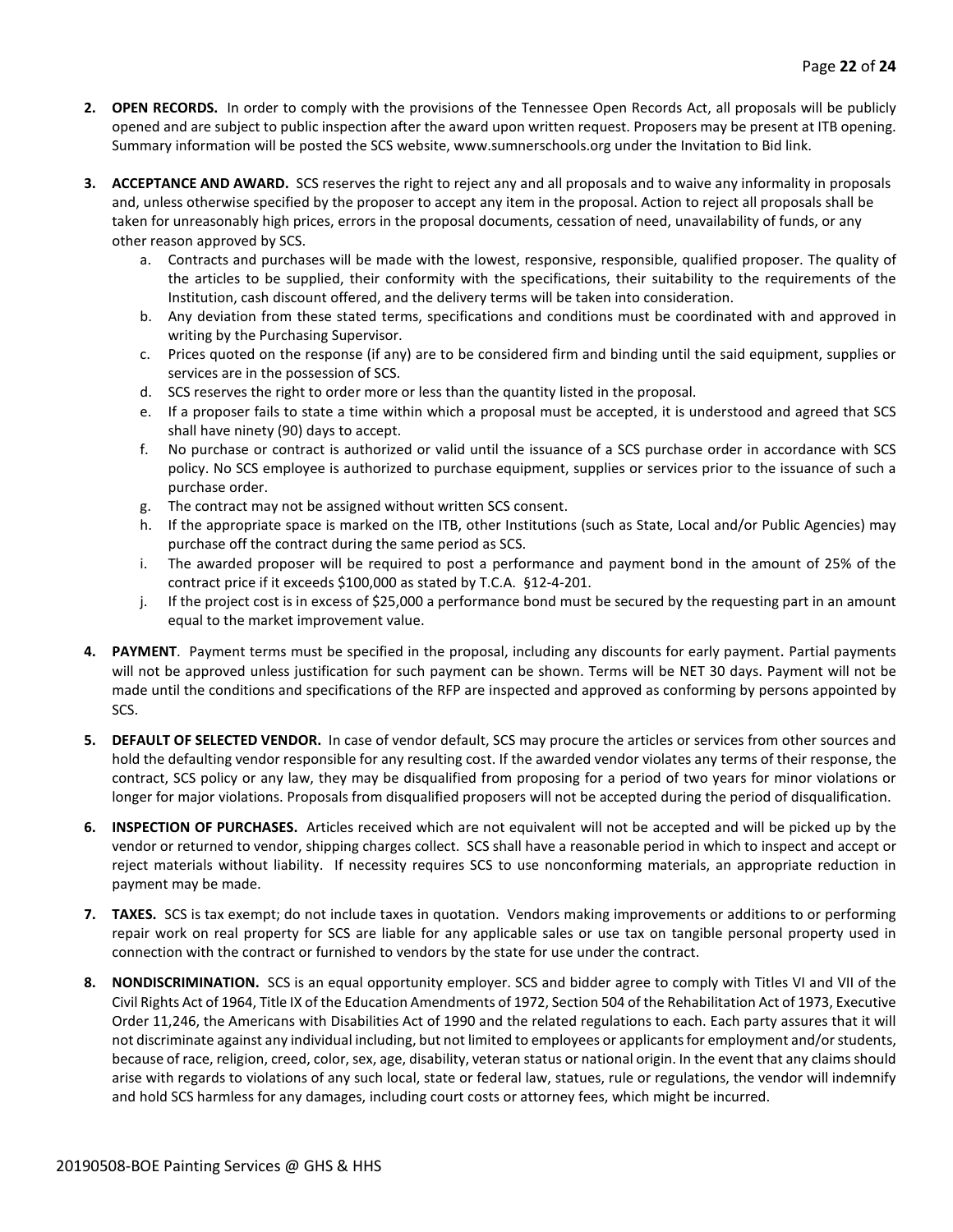2. **OPEN RECORDS.** In order to comply with the provisions of the Tennessee Open Records Act, all proposals will be publicly opened and are subject to public inspection after the award upon written request. Proposers may be present at ITB opening. Summary information will be posted the SCS website, www.sumnerschools.org under the Invitation to Bid link.

3. **ACCEPTANCE AND AWARD.** SCS reserves the right to reject any and all proposals and to waive any informality in proposals and, unless otherwise specified by the proposer to accept any item in the proposal. Action to reject all proposals shall be taken for unreasonably high prices, errors in the proposal documents, cessation of need, unavailability of funds, or any other reason approved by SCS.
   a. Contracts and purchases will be made with the lowest, responsive, responsible, qualified proposer. The quality of the articles to be supplied, their conformity with the specifications, their suitability to the requirements of the Institution, cash discount offered, and the delivery terms will be taken into consideration.
   b. Any deviation from these stated terms, specifications and conditions must be coordinated with and approved in writing by the Purchasing Supervisor.
   c. Prices quoted on the response (if any) are to be considered firm and binding until the said equipment, supplies or services are in the possession of SCS.
   d. SCS reserves the right to order more or less than the quantity listed in the proposal.
   e. If a proposer fails to state a time within which a proposal must be accepted, it is understood and agreed that SCS shall have ninety (90) days to accept.
   f. No purchase or contract is authorized or valid until the issuance of a SCS purchase order in accordance with SCS policy. No SCS employee is authorized to purchase equipment, supplies or services prior to the issuance of such a purchase order.
   g. The contract may not be assigned without written SCS consent.
   h. If the appropriate space is marked on the ITB, other Institutions (such as State, Local and/or Public Agencies) may purchase off the contract during the same period as SCS.
   i. The awarded proposer will be required to post a performance and payment bond in the amount of 25% of the contract price if it exceeds $100,000 as stated by T.C.A. §12-4-201.
   j. If the project cost is in excess of $25,000 a performance bond must be secured by the requesting part in an amount equal to the market improvement value.

4. **PAYMENT**. Payment terms must be specified in the proposal, including any discounts for early payment. Partial payments will not be approved unless justification for such payment can be shown. Terms will be NET 30 days. Payment will not be made until the conditions and specifications of the RFP are inspected and approved as conforming by persons appointed by SCS.

5. **DEFAULT OF SELECTED VENDOR.** In case of vendor default, SCS may procure the articles or services from other sources and hold the defaulting vendor responsible for any resulting cost. If the awarded vendor violates any terms of their response, the contract, SCS policy or any law, they may be disqualified from proposing for a period of two years for minor violations or longer for major violations. Proposals from disqualified proposers will not be accepted during the period of disqualification.

6. **INSPECTION OF PURCHASES.** Articles received which are not equivalent will not be accepted and will be picked up by the vendor or returned to vendor, shipping charges collect. SCS shall have a reasonable period in which to inspect and accept or reject materials without liability. If necessity requires SCS to use nonconforming materials, an appropriate reduction in payment may be made.

7. **TAXES.** SCS is tax exempt; do not include taxes in quotation. Vendors making improvements or additions to or performing repair work on real property for SCS are liable for any applicable sales or use tax on tangible personal property used in connection with the contract or furnished to vendors by the state for use under the contract.

8. **NONDISCRIMINATION.** SCS is an equal opportunity employer. SCS and bidder agree to comply with Titles VI and VII of the Civil Rights Act of 1964, Title IX of the Education Amendments of 1972, Section 504 of the Rehabilitation Act of 1973, Executive Order 11,246, the Americans with Disabilities Act of 1990 and the related regulations to each. Each party assures that it will not discriminate against any individual including, but not limited to employees or applicants for employment and/or students, because of race, religion, creed, color, sex, age, disability, veteran status or national origin. In the event that any claims should arise with regards to violations of any such local, state or federal law, statues, rule or regulations, the vendor will indemnify and hold SCS harmless for any damages, including court costs or attorney fees, which might be incurred.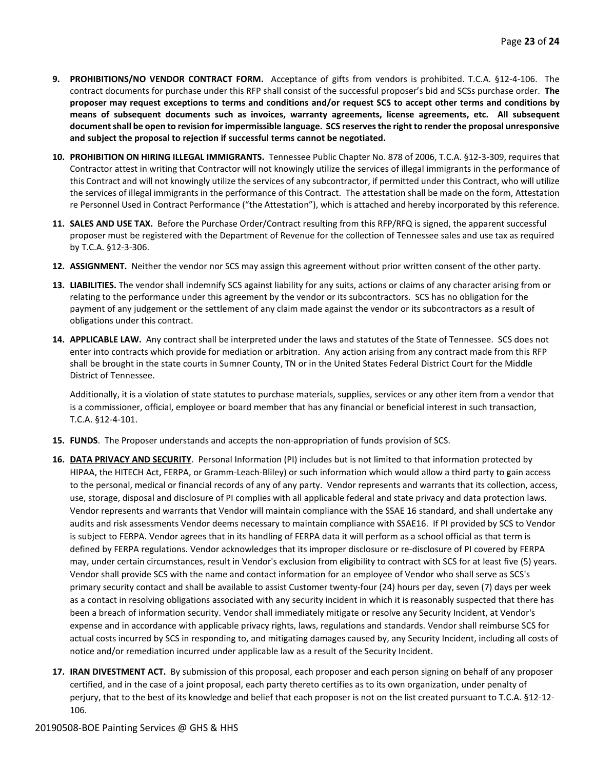9. **PROHIBITIONS/NO VENDOR CONTRACT FORM.** Acceptance of gifts from vendors is prohibited. T.C.A. §12-4-106. The contract documents for purchase under this RFP shall consist of the successful proposer's bid and SCSs purchase order. **The proposer may request exceptions to terms and conditions and/or request SCS to accept other terms and conditions by means of subsequent documents such as invoices, warranty agreements, license agreements, etc. All subsequent document shall be open to revision for impermissible language. SCS reserves the right to render the proposal unresponsive and subject the proposal to rejection if successful terms cannot be negotiated.**

10. **PROHIBITION ON HIRING ILLEGAL IMMIGRANTS.** Tennessee Public Chapter No. 878 of 2006, T.C.A. §12-3-309, requires that Contractor attest in writing that Contractor will not knowingly utilize the services of illegal immigrants in the performance of this Contract and will not knowingly utilize the services of any subcontractor, if permitted under this Contract, who will utilize the services of illegal immigrants in the performance of this Contract. The attestation shall be made on the form, Attestation re Personnel Used in Contract Performance ("the Attestation"), which is attached and hereby incorporated by this reference.

11. **SALES AND USE TAX.** Before the Purchase Order/Contract resulting from this RFP/RFQ is signed, the apparent successful proposer must be registered with the Department of Revenue for the collection of Tennessee sales and use tax as required by T.C.A. §12-3-306.

12. **ASSIGNMENT.** Neither the vendor nor SCS may assign this agreement without prior written consent of the other party.

13. **LIABILITIES.** The vendor shall indemnify SCS against liability for any suits, actions or claims of any character arising from or relating to the performance under this agreement by the vendor or its subcontractors. SCS has no obligation for the payment of any judgement or the settlement of any claim made against the vendor or its subcontractors as a result of obligations under this contract.

14. **APPLICABLE LAW.** Any contract shall be interpreted under the laws and statutes of the State of Tennessee. SCS does not enter into contracts which provide for mediation or arbitration. Any action arising from any contract made from this RFP shall be brought in the state courts in Sumner County, TN or in the United States Federal District Court for the Middle District of Tennessee.

    Additionally, it is a violation of state statutes to purchase materials, supplies, services or any other item from a vendor that is a commissioner, official, employee or board member that has any financial or beneficial interest in such transaction, T.C.A. §12-4-101.

15. **FUNDS**. The Proposer understands and accepts the non-appropriation of funds provision of SCS.

16. **DATA PRIVACY AND SECURITY**. Personal Information (PI) includes but is not limited to that information protected by HIPAA, the HITECH Act, FERPA, or Gramm-Leach-Bliley) or such information which would allow a third party to gain access to the personal, medical or financial records of any of any party. Vendor represents and warrants that its collection, access, use, storage, disposal and disclosure of PI complies with all applicable federal and state privacy and data protection laws. Vendor represents and warrants that Vendor will maintain compliance with the SSAE 16 standard, and shall undertake any audits and risk assessments Vendor deems necessary to maintain compliance with SSAE16. If PI provided by SCS to Vendor is subject to FERPA. Vendor agrees that in its handling of FERPA data it will perform as a school official as that term is defined by FERPA regulations. Vendor acknowledges that its improper disclosure or re-disclosure of PI covered by FERPA may, under certain circumstances, result in Vendor's exclusion from eligibility to contract with SCS for at least five (5) years. Vendor shall provide SCS with the name and contact information for an employee of Vendor who shall serve as SCS's primary security contact and shall be available to assist Customer twenty-four (24) hours per day, seven (7) days per week as a contact in resolving obligations associated with any security incident in which it is reasonably suspected that there has been a breach of information security. Vendor shall immediately mitigate or resolve any Security Incident, at Vendor's expense and in accordance with applicable privacy rights, laws, regulations and standards. Vendor shall reimburse SCS for actual costs incurred by SCS in responding to, and mitigating damages caused by, any Security Incident, including all costs of notice and/or remediation incurred under applicable law as a result of the Security Incident.

17. **IRAN DIVESTMENT ACT.** By submission of this proposal, each proposer and each person signing on behalf of any proposer certified, and in the case of a joint proposal, each party thereto certifies as to its own organization, under penalty of perjury, that to the best of its knowledge and belief that each proposer is not on the list created pursuant to T.C.A. §12-12-106.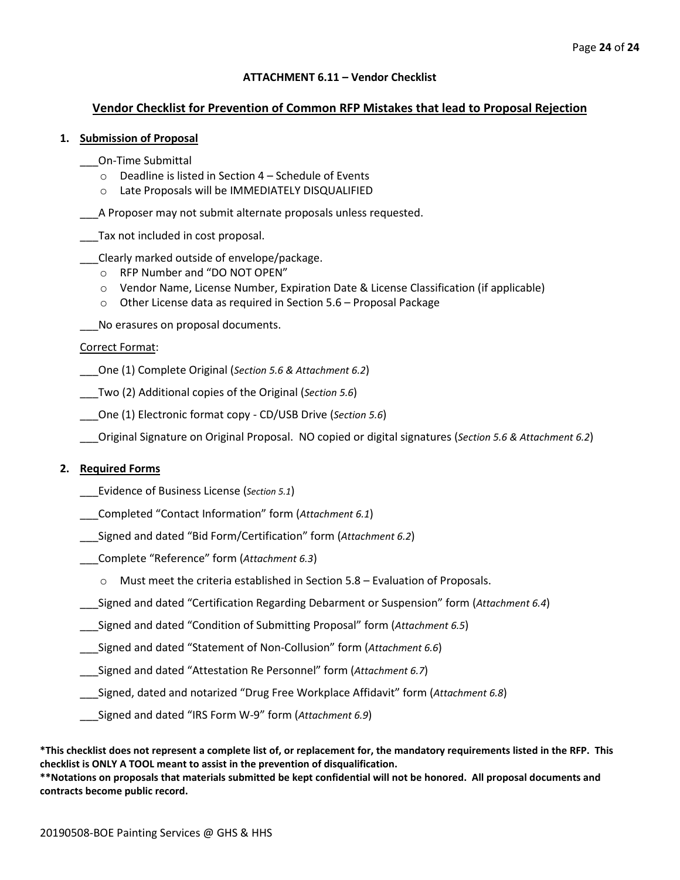**ATTACHMENT 6.11 – Vendor Checklist**

## Vendor Checklist for Prevention of Common RFP Mistakes that lead to Proposal Rejection

1. **Submission of Proposal**

___On-Time Submittal
- Deadline is listed in Section 4 – Schedule of Events
- Late Proposals will be IMMEDIATELY DISQUALIFIED

___A Proposer may not submit alternate proposals unless requested.

___Tax not included in cost proposal.

___Clearly marked outside of envelope/package.
- RFP Number and "DO NOT OPEN"
- Vendor Name, License Number, Expiration Date & License Classification (if applicable)
- Other License data as required in Section 5.6 – Proposal Package

___No erasures on proposal documents.

Correct Format:

___One (1) Complete Original (*Section 5.6 & Attachment 6.2*)

___Two (2) Additional copies of the Original (*Section 5.6*)

___One (1) Electronic format copy - CD/USB Drive (*Section 5.6*)

___Original Signature on Original Proposal. NO copied or digital signatures (*Section 5.6 & Attachment 6.2*)

2. **Required Forms**

___Evidence of Business License (*Section 5.1*)

___Completed "Contact Information" form (*Attachment 6.1*)

___Signed and dated "Bid Form/Certification" form (*Attachment 6.2*)

___Complete "Reference" form (*Attachment 6.3*)
- Must meet the criteria established in Section 5.8 – Evaluation of Proposals.

___Signed and dated "Certification Regarding Debarment or Suspension" form (*Attachment 6.4*)

___Signed and dated "Condition of Submitting Proposal" form (*Attachment 6.5*)

___Signed and dated "Statement of Non-Collusion" form (*Attachment 6.6*)

___Signed and dated "Attestation Re Personnel" form (*Attachment 6.7*)

___Signed, dated and notarized "Drug Free Workplace Affidavit" form (*Attachment 6.8*)

___Signed and dated "IRS Form W-9" form (*Attachment 6.9*)

**\*This checklist does not represent a complete list of, or replacement for, the mandatory requirements listed in the RFP. This checklist is ONLY A TOOL meant to assist in the prevention of disqualification.**

**\*\*Notations on proposals that materials submitted be kept confidential will not be honored. All proposal documents and contracts become public record.**

20190508-BOE Painting Services @ GHS & HHS